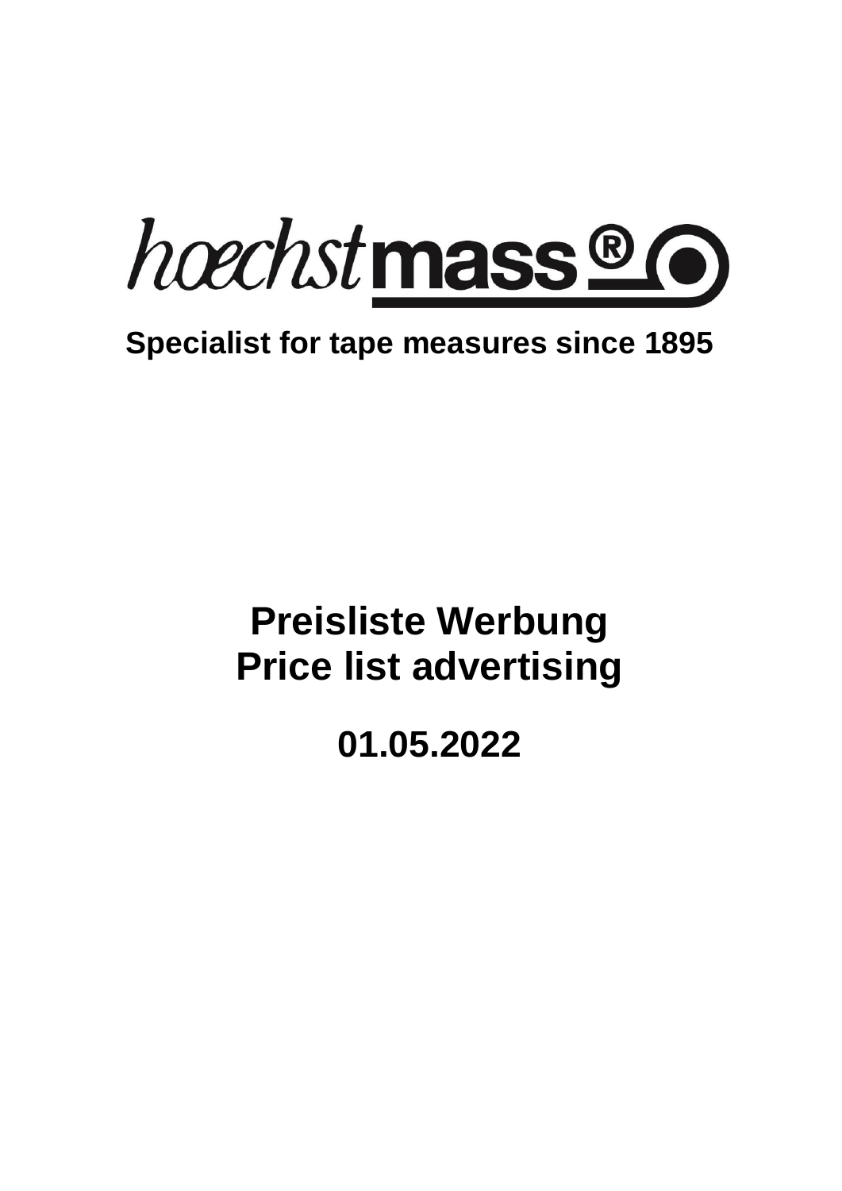hoechstmass®

**Specialist for tape measures since 1895**

# Preisliste Werbung
# Price list advertising

## 01.05.2022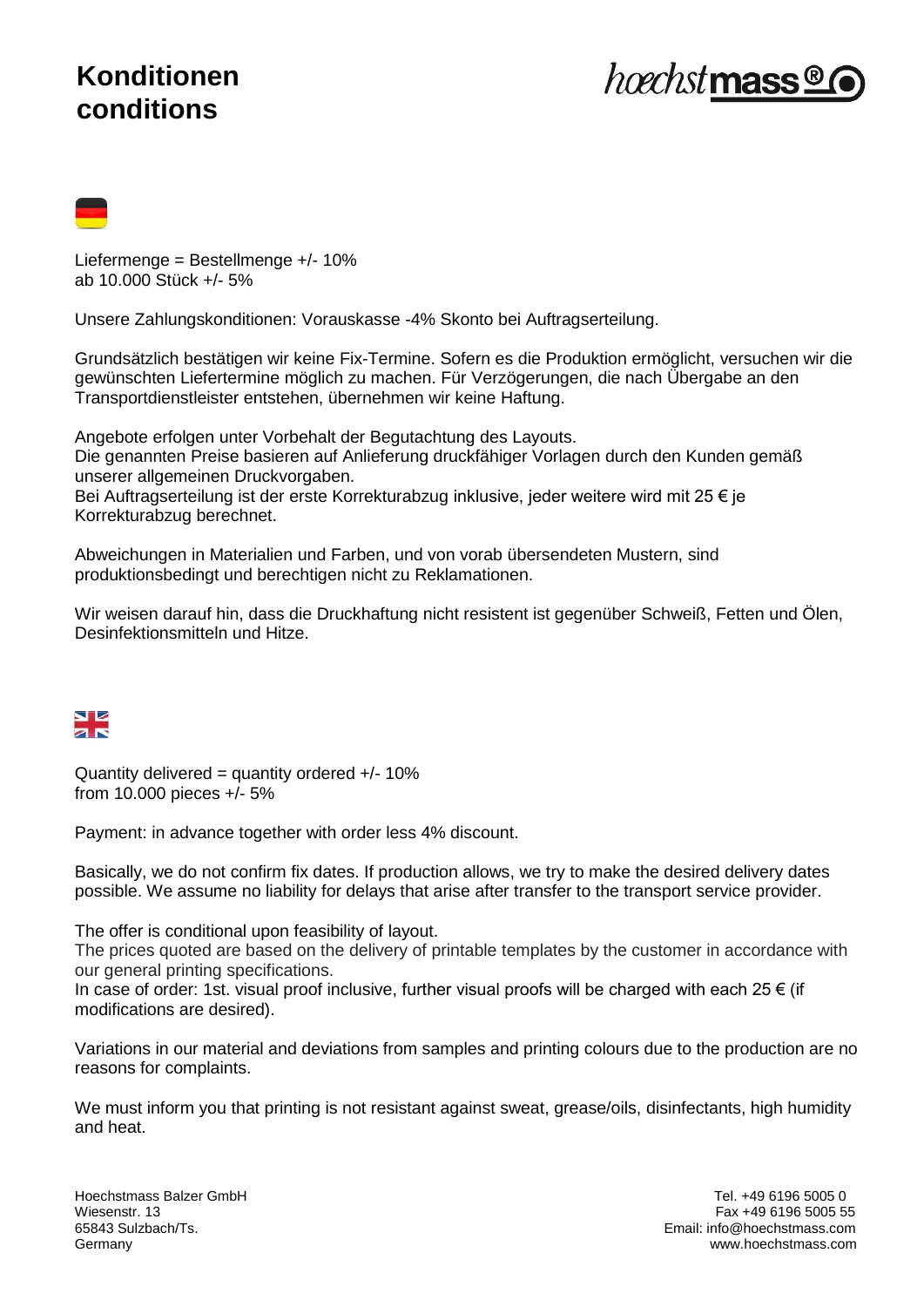# Konditionen
# conditions

Liefermenge = Bestellmenge +/- 10%
ab 10.000 Stück +/- 5%

Unsere Zahlungskonditionen: Vorauskasse -4% Skonto bei Auftragserteilung.

Grundsätzlich bestätigen wir keine Fix-Termine. Sofern es die Produktion ermöglicht, versuchen wir die gewünschten Liefertermine möglich zu machen. Für Verzögerungen, die nach Übergabe an den Transportdienstleister entstehen, übernehmen wir keine Haftung.

Angebote erfolgen unter Vorbehalt der Begutachtung des Layouts.
Die genannten Preise basieren auf Anlieferung druckfähiger Vorlagen durch den Kunden gemäß unserer allgemeinen Druckvorgaben.
Bei Auftragserteilung ist der erste Korrekturabzug inklusive, jeder weitere wird mit 25 € je Korrekturabzug berechnet.

Abweichungen in Materialien und Farben, und von vorab übersendeten Mustern, sind produktionsbedingt und berechtigen nicht zu Reklamationen.

Wir weisen darauf hin, dass die Druckhaftung nicht resistent ist gegenüber Schweiß, Fetten und Ölen, Desinfektionsmitteln und Hitze.

Quantity delivered = quantity ordered +/- 10%
from 10.000 pieces +/- 5%

Payment: in advance together with order less 4% discount.

Basically, we do not confirm fix dates. If production allows, we try to make the desired delivery dates possible. We assume no liability for delays that arise after transfer to the transport service provider.

The offer is conditional upon feasibility of layout.
The prices quoted are based on the delivery of printable templates by the customer in accordance with our general printing specifications.
In case of order: 1st. visual proof inclusive, further visual proofs will be charged with each 25 € (if modifications are desired).

Variations in our material and deviations from samples and printing colours due to the production are no reasons for complaints.

We must inform you that printing is not resistant against sweat, grease/oils, disinfectants, high humidity and heat.

Hoechstmass Balzer GmbH
Wiesenstr. 13
65843 Sulzbach/Ts.
Germany

Tel. +49 6196 5005 0
Fax +49 6196 5005 55
Email: info@hoechstmass.com
www.hoechstmass.com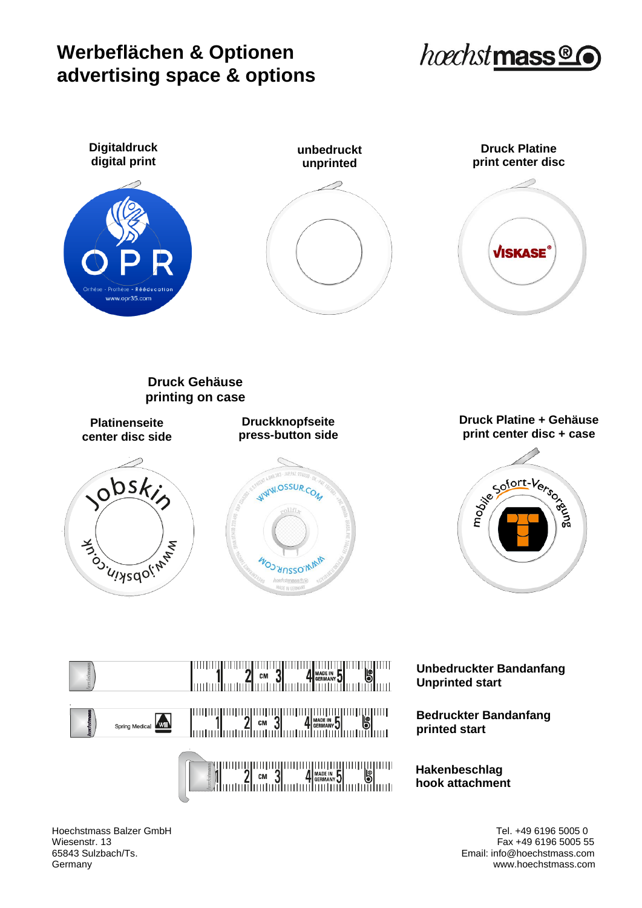# Werbeflächen & Optionen
# advertising space & options

hoechstmass®

**Digitaldruck**
**digital print**

**unbedruckt**
**unprinted**

**Druck Platine**
**print center disc**

## Druck Gehäuse
## printing on case

**Platinenseite**
**center disc side**

**Druckknopfseite**
**press-button side**

**Druck Platine + Gehäuse**
**print center disc + case**

**Unbedruckter Bandanfang**
**Unprinted start**

**Bedruckter Bandanfang**
**printed start**

**Hakenbeschlag**
**hook attachment**

Hoechstmass Balzer GmbH
Wiesenstr. 13
65843 Sulzbach/Ts.
Germany

Tel. +49 6196 5005 0
Fax +49 6196 5005 55
Email: info@hoechstmass.com
www.hoechstmass.com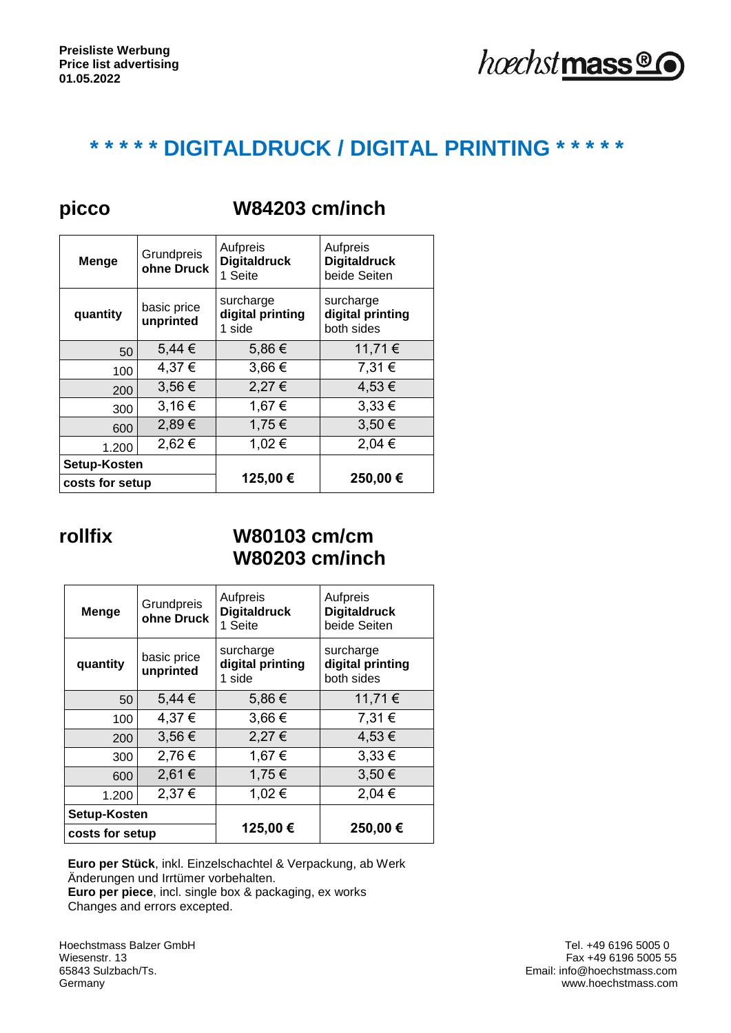**Preisliste Werbung**
**Price list advertising**
**01.05.2022**

# * * * * * DIGITALDRUCK / DIGITAL PRINTING * * * * *

## picco

## W84203 cm/inch

| **Menge** | Grundpreis **ohne Druck** | Aufpreis **Digitaldruck** 1 Seite | Aufpreis **Digitaldruck** beide Seiten |
|---|---|---|---|
| **quantity** | basic price **unprinted** | surcharge **digital printing** 1 side | surcharge **digital printing** both sides |
| 50 | 5,44 € | 5,86 € | 11,71 € |
| 100 | 4,37 € | 3,66 € | 7,31 € |
| 200 | 3,56 € | 2,27 € | 4,53 € |
| 300 | 3,16 € | 1,67 € | 3,33 € |
| 600 | 2,89 € | 1,75 € | 3,50 € |
| 1.200 | 2,62 € | 1,02 € | 2,04 € |
| **Setup-Kosten** / **costs for setup** | | **125,00 €** | **250,00 €** |

## rollfix

## W80103 cm/cm
## W80203 cm/inch

| **Menge** | Grundpreis **ohne Druck** | Aufpreis **Digitaldruck** 1 Seite | Aufpreis **Digitaldruck** beide Seiten |
|---|---|---|---|
| **quantity** | basic price **unprinted** | surcharge **digital printing** 1 side | surcharge **digital printing** both sides |
| 50 | 5,44 € | 5,86 € | 11,71 € |
| 100 | 4,37 € | 3,66 € | 7,31 € |
| 200 | 3,56 € | 2,27 € | 4,53 € |
| 300 | 2,76 € | 1,67 € | 3,33 € |
| 600 | 2,61 € | 1,75 € | 3,50 € |
| 1.200 | 2,37 € | 1,02 € | 2,04 € |
| **Setup-Kosten** / **costs for setup** | | **125,00 €** | **250,00 €** |

**Euro per Stück**, inkl. Einzelschachtel & Verpackung, ab Werk
Änderungen und Irrtümer vorbehalten.
**Euro per piece**, incl. single box & packaging, ex works
Changes and errors excepted.

Hoechstmass Balzer GmbH
Wiesenstr. 13
65843 Sulzbach/Ts.
Germany

Tel. +49 6196 5005 0
Fax +49 6196 5005 55
Email: info@hoechstmass.com
www.hoechstmass.com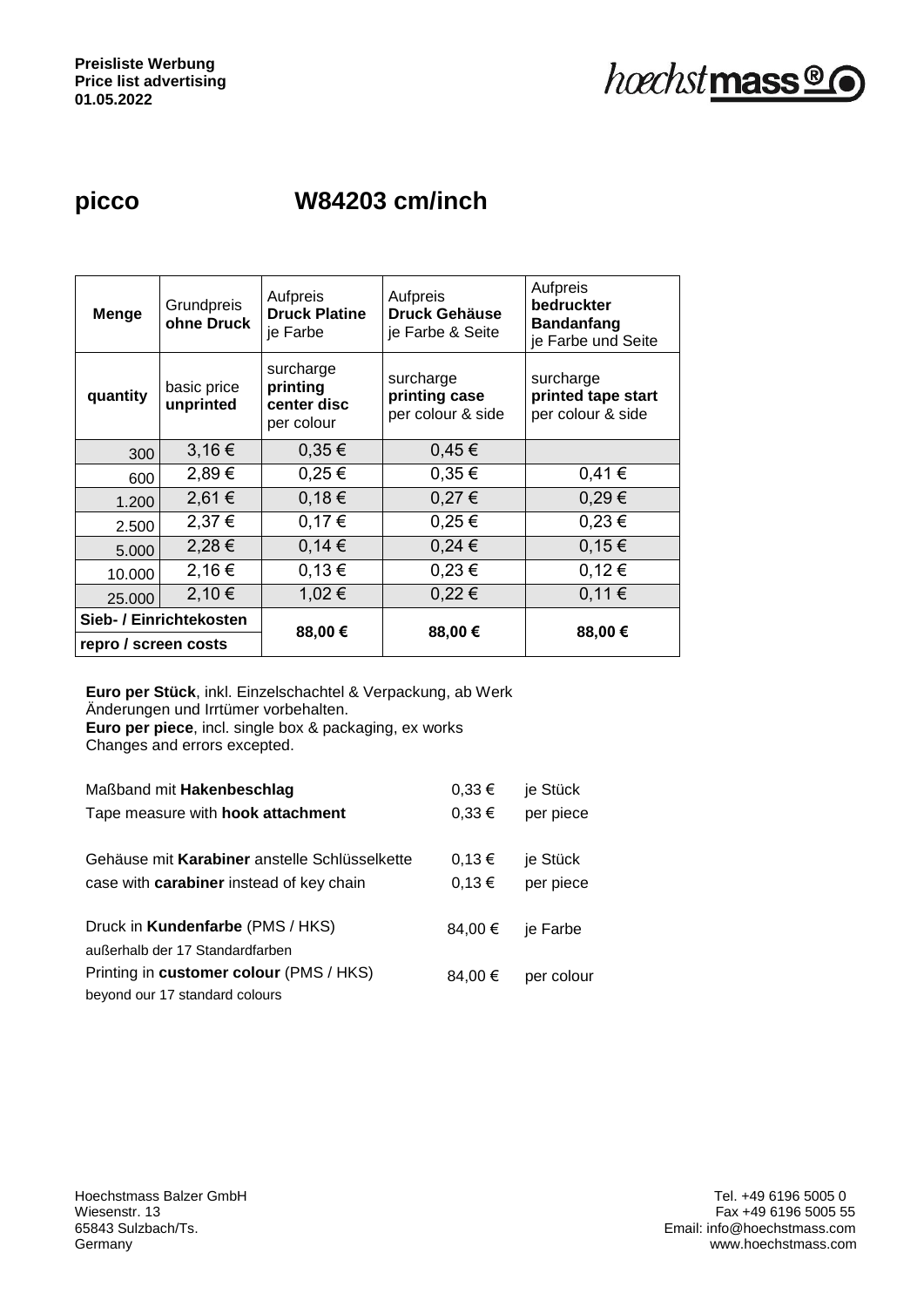**Preisliste Werbung**
**Price list advertising**
**01.05.2022**

hoechstmass®

# picco W84203 cm/inch

| Menge | Grundpreis **ohne Druck** | Aufpreis **Druck Platine** je Farbe | Aufpreis **Druck Gehäuse** je Farbe & Seite | Aufpreis **bedruckter Bandanfang** je Farbe und Seite |
|---|---|---|---|---|
| **quantity** | basic price **unprinted** | surcharge **printing center disc** per colour | surcharge **printing case** per colour & side | surcharge **printed tape start** per colour & side |
| 300 | 3,16 € | 0,35 € | 0,45 € | |
| 600 | 2,89 € | 0,25 € | 0,35 € | 0,41 € |
| 1.200 | 2,61 € | 0,18 € | 0,27 € | 0,29 € |
| 2.500 | 2,37 € | 0,17 € | 0,25 € | 0,23 € |
| 5.000 | 2,28 € | 0,14 € | 0,24 € | 0,15 € |
| 10.000 | 2,16 € | 0,13 € | 0,23 € | 0,12 € |
| 25.000 | 2,10 € | 1,02 € | 0,22 € | 0,11 € |
| **Sieb- / Einrichtekosten** **repro / screen costs** | | **88,00 €** | **88,00 €** | **88,00 €** |

**Euro per Stück**, inkl. Einzelschachtel & Verpackung, ab Werk
Änderungen und Irrtümer vorbehalten.
**Euro per piece**, incl. single box & packaging, ex works
Changes and errors excepted.

| | | |
|---|---|---|
| Maßband mit **Hakenbeschlag** | 0,33 € | je Stück |
| Tape measure with **hook attachment** | 0,33 € | per piece |
| Gehäuse mit **Karabiner** anstelle Schlüsselkette | 0,13 € | je Stück |
| case with **carabiner** instead of key chain | 0,13 € | per piece |
| Druck in **Kundenfarbe** (PMS / HKS) außerhalb der 17 Standardfarben | 84,00 € | je Farbe |
| Printing in **customer colour** (PMS / HKS) beyond our 17 standard colours | 84,00 € | per colour |

Hoechstmass Balzer GmbH
Wiesenstr. 13
65843 Sulzbach/Ts.
Germany

Tel. +49 6196 5005 0
Fax +49 6196 5005 55
Email: info@hoechstmass.com
www.hoechstmass.com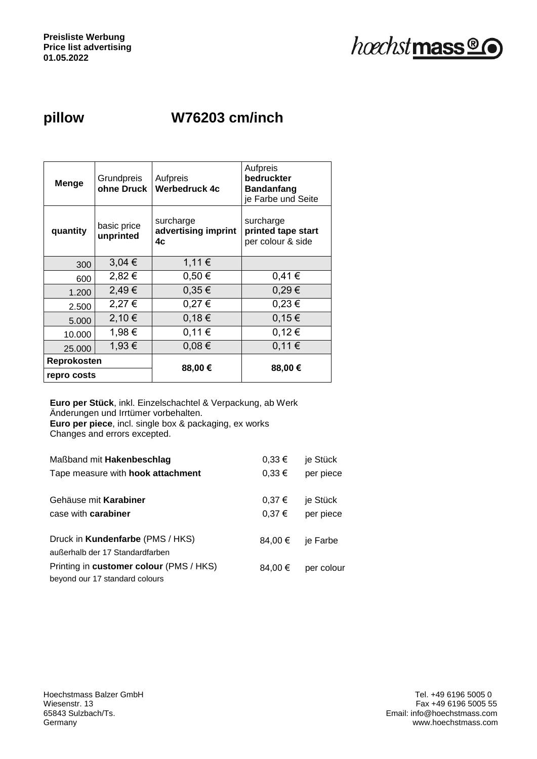**Preisliste Werbung**
**Price list advertising**
**01.05.2022**

hoechstmass®

# pillow W76203 cm/inch

| Menge | Grundpreis **ohne Druck** | Aufpreis **Werbedruck 4c** | Aufpreis **bedruckter Bandanfang** je Farbe und Seite |
|---|---|---|---|
| **quantity** | basic price **unprinted** | surcharge **advertising imprint 4c** | surcharge **printed tape start** per colour & side |
| 300 | 3,04 € | 1,11 € | |
| 600 | 2,82 € | 0,50 € | 0,41 € |
| 1.200 | 2,49 € | 0,35 € | 0,29 € |
| 2.500 | 2,27 € | 0,27 € | 0,23 € |
| 5.000 | 2,10 € | 0,18 € | 0,15 € |
| 10.000 | 1,98 € | 0,11 € | 0,12 € |
| 25.000 | 1,93 € | 0,08 € | 0,11 € |
| **Reprokosten** / **repro costs** | | **88,00 €** | **88,00 €** |

**Euro per Stück**, inkl. Einzelschachtel & Verpackung, ab Werk
Änderungen und Irrtümer vorbehalten.
**Euro per piece**, incl. single box & packaging, ex works
Changes and errors excepted.

| | | |
|---|---|---|
| Maßband mit **Hakenbeschlag** | 0,33 € | je Stück |
| Tape measure with **hook attachment** | 0,33 € | per piece |
| Gehäuse mit **Karabiner** | 0,37 € | je Stück |
| case with **carabiner** | 0,37 € | per piece |
| Druck in **Kundenfarbe** (PMS / HKS) außerhalb der 17 Standardfarben | 84,00 € | je Farbe |
| Printing in **customer colour** (PMS / HKS) beyond our 17 standard colours | 84,00 € | per colour |

Hoechstmass Balzer GmbH
Wiesenstr. 13
65843 Sulzbach/Ts.
Germany

Tel. +49 6196 5005 0
Fax +49 6196 5005 55
Email: info@hoechstmass.com
www.hoechstmass.com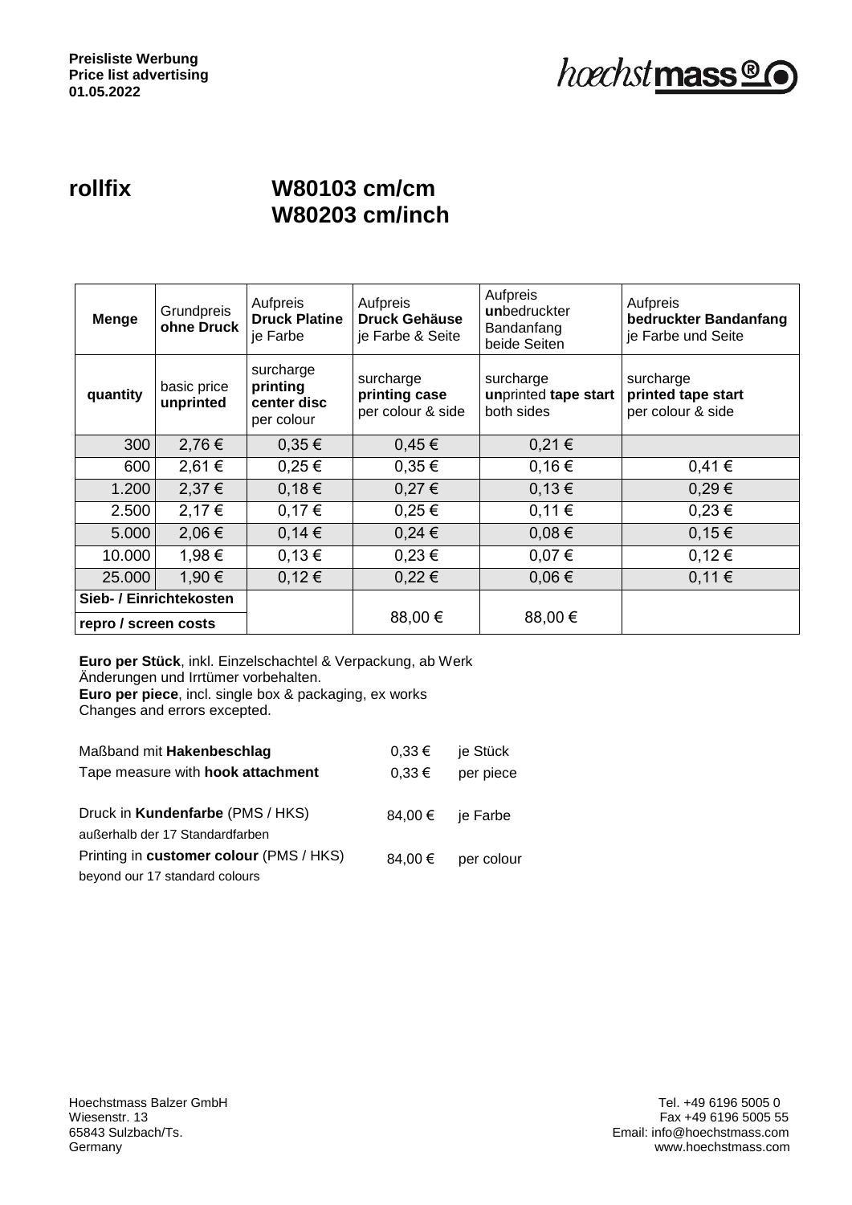**Preisliste Werbung**
**Price list advertising**
**01.05.2022**

# rollfix W80103 cm/cm W80203 cm/inch

| Menge | Grundpreis **ohne Druck** | Aufpreis **Druck Platine** je Farbe | Aufpreis **Druck Gehäuse** je Farbe & Seite | Aufpreis **un**bedruckter Bandanfang beide Seiten | Aufpreis **bedruckter Bandanfang** je Farbe und Seite |
|---|---|---|---|---|---|
| **quantity** | basic price **unprinted** | surcharge **printing center disc** per colour | surcharge **printing case** per colour & side | surcharge **un**printed **tape start** both sides | surcharge **printed tape start** per colour & side |
| 300 | 2,76 € | 0,35 € | 0,45 € | 0,21 € | |
| 600 | 2,61 € | 0,25 € | 0,35 € | 0,16 € | 0,41 € |
| 1.200 | 2,37 € | 0,18 € | 0,27 € | 0,13 € | 0,29 € |
| 2.500 | 2,17 € | 0,17 € | 0,25 € | 0,11 € | 0,23 € |
| 5.000 | 2,06 € | 0,14 € | 0,24 € | 0,08 € | 0,15 € |
| 10.000 | 1,98 € | 0,13 € | 0,23 € | 0,07 € | 0,12 € |
| 25.000 | 1,90 € | 0,12 € | 0,22 € | 0,06 € | 0,11 € |
| **Sieb- / Einrichtekosten** **repro / screen costs** | | | 88,00 € | 88,00 € | |

**Euro per Stück**, inkl. Einzelschachtel & Verpackung, ab Werk
Änderungen und Irrtümer vorbehalten.
**Euro per piece**, incl. single box & packaging, ex works
Changes and errors excepted.

| | | |
|---|---|---|
| Maßband mit **Hakenbeschlag** | 0,33 € | je Stück |
| Tape measure with **hook attachment** | 0,33 € | per piece |
| Druck in **Kundenfarbe** (PMS / HKS) außerhalb der 17 Standardfarben | 84,00 € | je Farbe |
| Printing in **customer colour** (PMS / HKS) beyond our 17 standard colours | 84,00 € | per colour |

Hoechstmass Balzer GmbH
Wiesenstr. 13
65843 Sulzbach/Ts.
Germany

Tel. +49 6196 5005 0
Fax +49 6196 5005 55
Email: info@hoechstmass.com
www.hoechstmass.com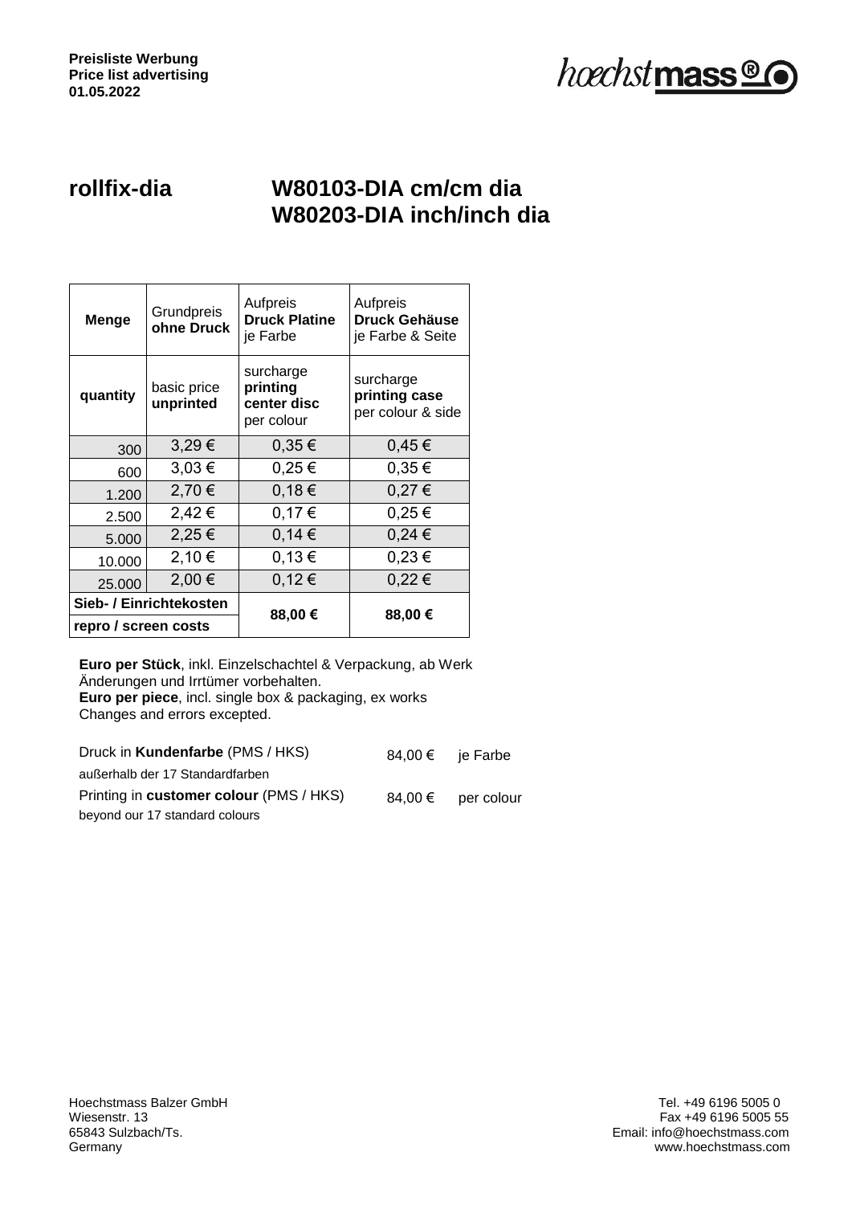**Preisliste Werbung**
**Price list advertising**
**01.05.2022**

hoechstmass®

## rollfix-dia

## W80103-DIA cm/cm dia
## W80203-DIA inch/inch dia

| **Menge** | Grundpreis **ohne Druck** | Aufpreis **Druck Platine** je Farbe | Aufpreis **Druck Gehäuse** je Farbe & Seite |
|---|---|---|---|
| **quantity** | basic price **unprinted** | surcharge **printing center disc** per colour | surcharge **printing case** per colour & side |
| 300 | 3,29 € | 0,35 € | 0,45 € |
| 600 | 3,03 € | 0,25 € | 0,35 € |
| 1.200 | 2,70 € | 0,18 € | 0,27 € |
| 2.500 | 2,42 € | 0,17 € | 0,25 € |
| 5.000 | 2,25 € | 0,14 € | 0,24 € |
| 10.000 | 2,10 € | 0,13 € | 0,23 € |
| 25.000 | 2,00 € | 0,12 € | 0,22 € |
| **Sieb- / Einrichtekosten** **repro / screen costs** | | **88,00 €** | **88,00 €** |

**Euro per Stück**, inkl. Einzelschachtel & Verpackung, ab Werk
Änderungen und Irrtümer vorbehalten.
**Euro per piece**, incl. single box & packaging, ex works
Changes and errors excepted.

| | | |
|---|---|---|
| Druck in **Kundenfarbe** (PMS / HKS) außerhalb der 17 Standardfarben | 84,00 € | je Farbe |
| Printing in **customer colour** (PMS / HKS) beyond our 17 standard colours | 84,00 € | per colour |

Hoechstmass Balzer GmbH
Wiesenstr. 13
65843 Sulzbach/Ts.
Germany

Tel. +49 6196 5005 0
Fax +49 6196 5005 55
Email: info@hoechstmass.com
www.hoechstmass.com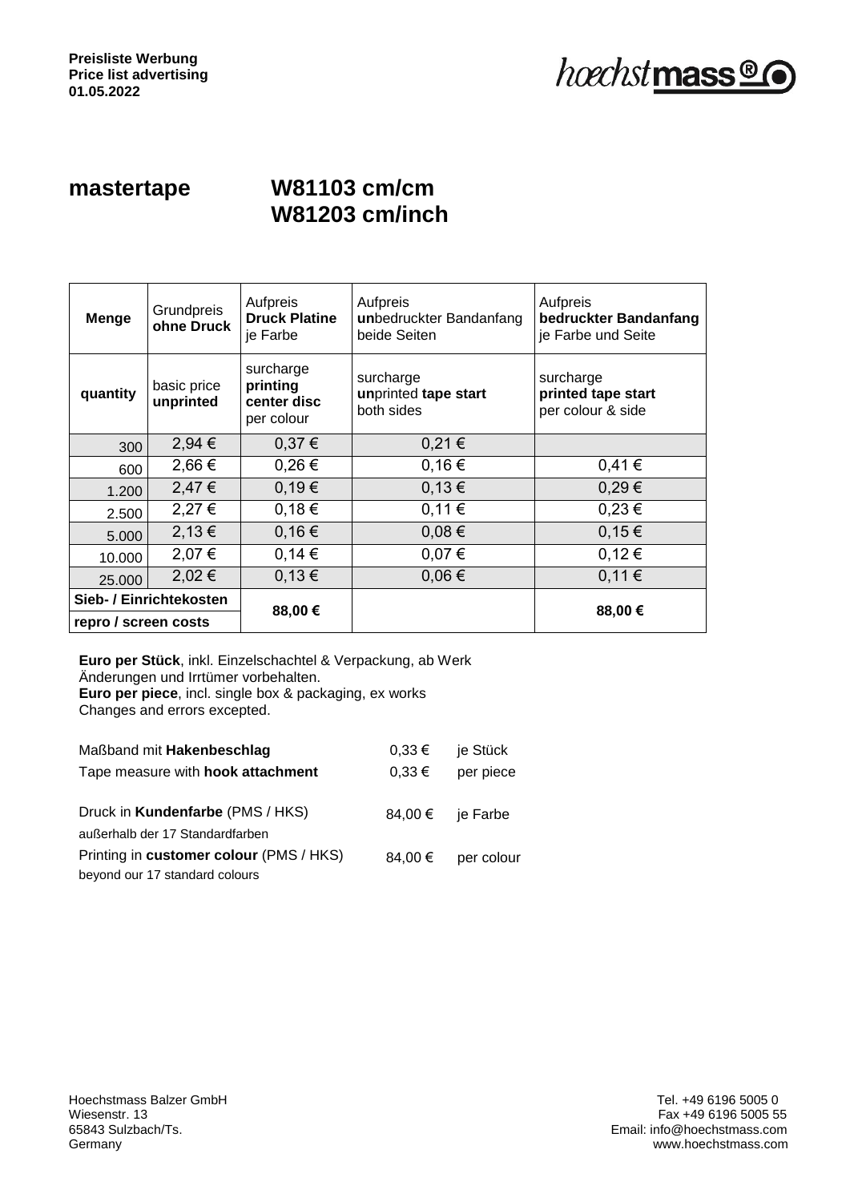**Preisliste Werbung**
**Price list advertising**
**01.05.2022**

# mastertape W81103 cm/cm W81203 cm/inch

| Menge | Grundpreis **ohne Druck** | Aufpreis **Druck Platine** je Farbe | Aufpreis **un**bedruckter Bandanfang beide Seiten | Aufpreis **bedruckter Bandanfang** je Farbe und Seite |
|---|---|---|---|---|
| **quantity** | basic price **unprinted** | surcharge **printing center disc** per colour | surcharge **un**printed **tape start** both sides | surcharge **printed tape start** per colour & side |
| 300 | 2,94 € | 0,37 € | 0,21 € | |
| 600 | 2,66 € | 0,26 € | 0,16 € | 0,41 € |
| 1.200 | 2,47 € | 0,19 € | 0,13 € | 0,29 € |
| 2.500 | 2,27 € | 0,18 € | 0,11 € | 0,23 € |
| 5.000 | 2,13 € | 0,16 € | 0,08 € | 0,15 € |
| 10.000 | 2,07 € | 0,14 € | 0,07 € | 0,12 € |
| 25.000 | 2,02 € | 0,13 € | 0,06 € | 0,11 € |
| **Sieb- / Einrichtekosten** **repro / screen costs** | | **88,00 €** | | **88,00 €** |

**Euro per Stück**, inkl. Einzelschachtel & Verpackung, ab Werk
Änderungen und Irrtümer vorbehalten.
**Euro per piece**, incl. single box & packaging, ex works
Changes and errors excepted.

| | | |
|---|---|---|
| Maßband mit **Hakenbeschlag** | 0,33 € | je Stück |
| Tape measure with **hook attachment** | 0,33 € | per piece |
| Druck in **Kundenfarbe** (PMS / HKS) außerhalb der 17 Standardfarben | 84,00 € | je Farbe |
| Printing in **customer colour** (PMS / HKS) beyond our 17 standard colours | 84,00 € | per colour |

Hoechstmass Balzer GmbH
Wiesenstr. 13
65843 Sulzbach/Ts.
Germany

Tel. +49 6196 5005 0
Fax +49 6196 5005 55
Email: info@hoechstmass.com
www.hoechstmass.com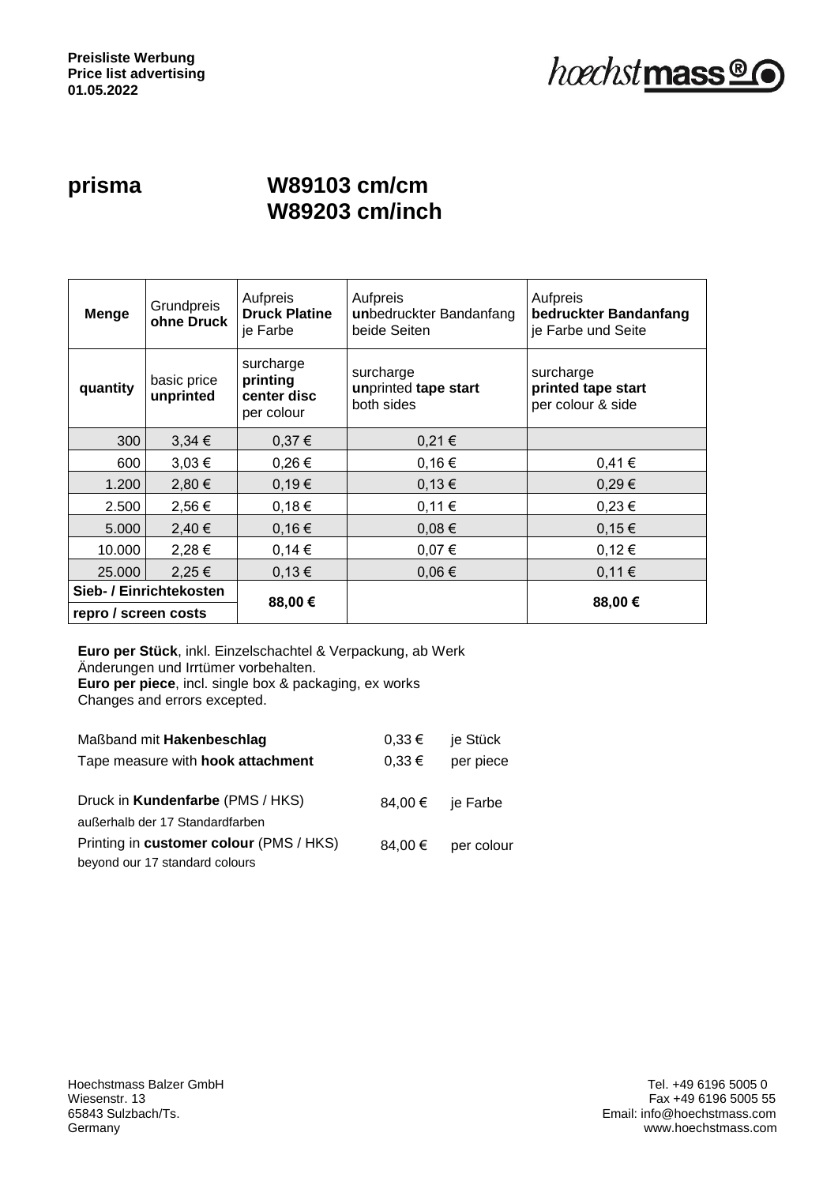**Preisliste Werbung**
**Price list advertising**
**01.05.2022**

hoechstmass®

# prisma

# W89103 cm/cm
# W89203 cm/inch

| **Menge** | Grundpreis **ohne Druck** | Aufpreis **Druck Platine** je Farbe | Aufpreis **un**bedruckter Bandanfang beide Seiten | Aufpreis **bedruckter Bandanfang** je Farbe und Seite |
|---|---|---|---|---|
| **quantity** | basic price **unprinted** | surcharge **printing center disc** per colour | surcharge **un**printed **tape start** both sides | surcharge **printed tape start** per colour & side |
| 300 | 3,34 € | 0,37 € | 0,21 € | |
| 600 | 3,03 € | 0,26 € | 0,16 € | 0,41 € |
| 1.200 | 2,80 € | 0,19 € | 0,13 € | 0,29 € |
| 2.500 | 2,56 € | 0,18 € | 0,11 € | 0,23 € |
| 5.000 | 2,40 € | 0,16 € | 0,08 € | 0,15 € |
| 10.000 | 2,28 € | 0,14 € | 0,07 € | 0,12 € |
| 25.000 | 2,25 € | 0,13 € | 0,06 € | 0,11 € |
| **Sieb- / Einrichtekosten** **repro / screen costs** | | **88,00 €** | | **88,00 €** |

**Euro per Stück**, inkl. Einzelschachtel & Verpackung, ab Werk
Änderungen und Irrtümer vorbehalten.
**Euro per piece**, incl. single box & packaging, ex works
Changes and errors excepted.

| | | |
|---|---|---|
| Maßband mit **Hakenbeschlag** | 0,33 € | je Stück |
| Tape measure with **hook attachment** | 0,33 € | per piece |
| Druck in **Kundenfarbe** (PMS / HKS) außerhalb der 17 Standardfarben | 84,00 € | je Farbe |
| Printing in **customer colour** (PMS / HKS) beyond our 17 standard colours | 84,00 € | per colour |

Hoechstmass Balzer GmbH
Wiesenstr. 13
65843 Sulzbach/Ts.
Germany

Tel. +49 6196 5005 0
Fax +49 6196 5005 55
Email: info@hoechstmass.com
www.hoechstmass.com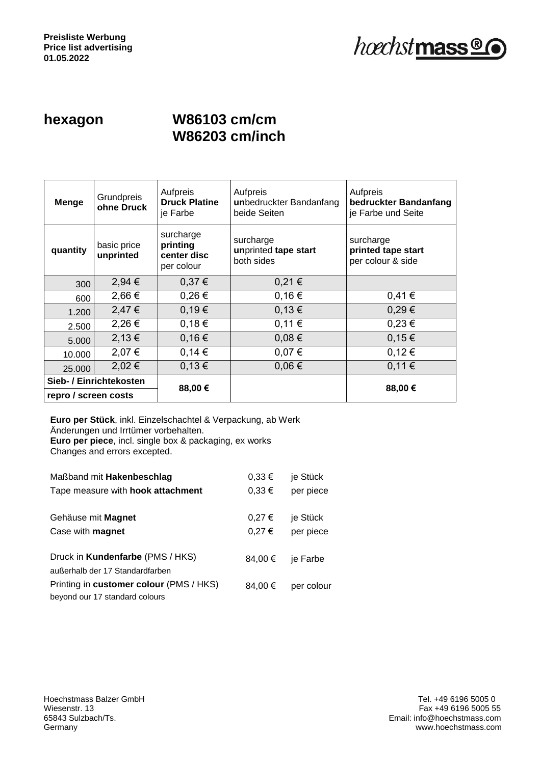**Preisliste Werbung**
**Price list advertising**
**01.05.2022**

hœchstmass®

# hexagon W86103 cm/cm W86203 cm/inch

| **Menge** | Grundpreis **ohne Druck** | Aufpreis **Druck Platine** je Farbe | Aufpreis **un**bedruckter Bandanfang beide Seiten | Aufpreis **bedruckter Bandanfang** je Farbe und Seite |
|---|---|---|---|---|
| **quantity** | basic price **unprinted** | surcharge **printing center disc** per colour | surcharge **un**printed **tape start** both sides | surcharge **printed tape start** per colour & side |
| 300 | 2,94 € | 0,37 € | 0,21 € | |
| 600 | 2,66 € | 0,26 € | 0,16 € | 0,41 € |
| 1.200 | 2,47 € | 0,19 € | 0,13 € | 0,29 € |
| 2.500 | 2,26 € | 0,18 € | 0,11 € | 0,23 € |
| 5.000 | 2,13 € | 0,16 € | 0,08 € | 0,15 € |
| 10.000 | 2,07 € | 0,14 € | 0,07 € | 0,12 € |
| 25.000 | 2,02 € | 0,13 € | 0,06 € | 0,11 € |
| **Sieb- / Einrichtekosten repro / screen costs** | | **88,00 €** | | **88,00 €** |

**Euro per Stück**, inkl. Einzelschachtel & Verpackung, ab Werk
Änderungen und Irrtümer vorbehalten.
**Euro per piece**, incl. single box & packaging, ex works
Changes and errors excepted.

| | | |
|---|---|---|
| Maßband mit **Hakenbeschlag** | 0,33 € | je Stück |
| Tape measure with **hook attachment** | 0,33 € | per piece |
| Gehäuse mit **Magnet** | 0,27 € | je Stück |
| Case with **magnet** | 0,27 € | per piece |
| Druck in **Kundenfarbe** (PMS / HKS) außerhalb der 17 Standardfarben | 84,00 € | je Farbe |
| Printing in **customer colour** (PMS / HKS) beyond our 17 standard colours | 84,00 € | per colour |

Hoechstmass Balzer GmbH
Wiesenstr. 13
65843 Sulzbach/Ts.
Germany

Tel. +49 6196 5005 0
Fax +49 6196 5005 55
Email: info@hoechstmass.com
www.hoechstmass.com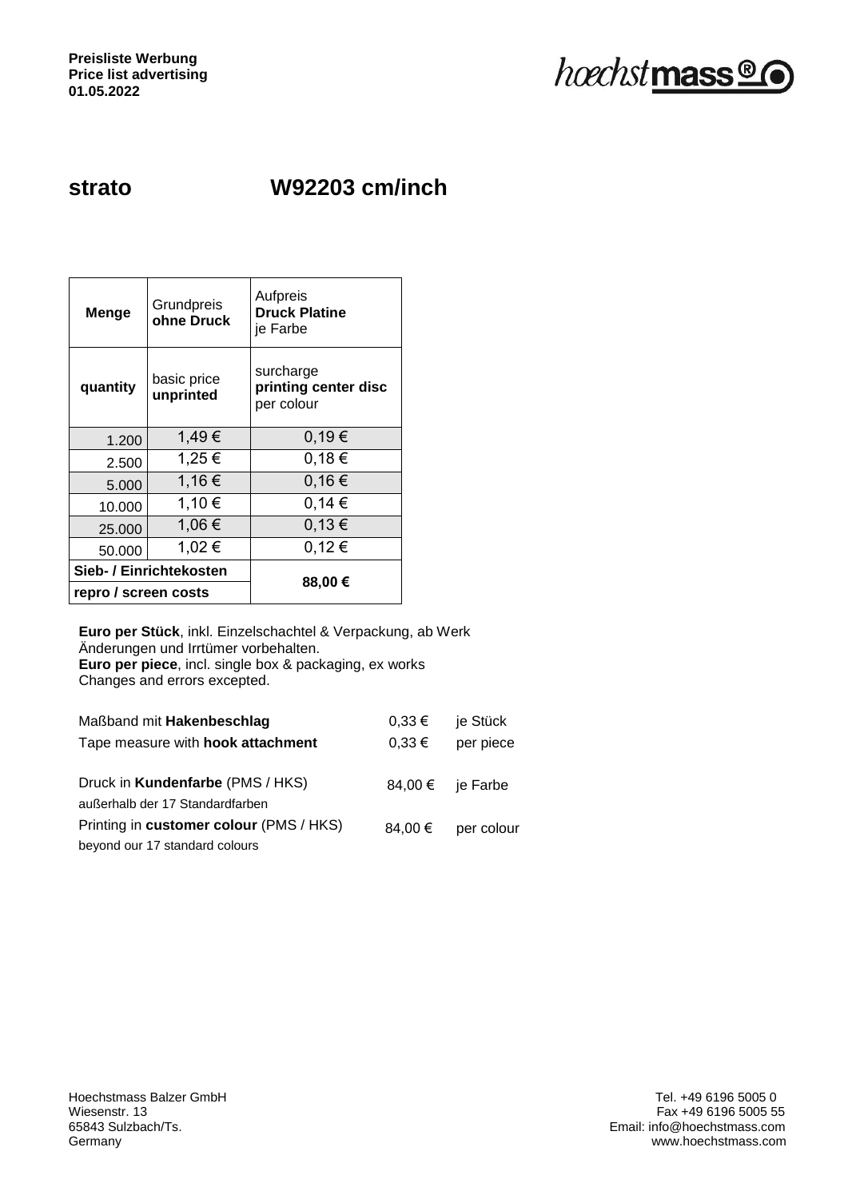**Preisliste Werbung**
**Price list advertising**
**01.05.2022**

hoechstmass®

# strato W92203 cm/inch

| **Menge** | Grundpreis **ohne Druck** | Aufpreis **Druck Platine** je Farbe |
|---|---|---|
| **quantity** | basic price **unprinted** | surcharge **printing center disc** per colour |
| 1.200 | 1,49 € | 0,19 € |
| 2.500 | 1,25 € | 0,18 € |
| 5.000 | 1,16 € | 0,16 € |
| 10.000 | 1,10 € | 0,14 € |
| 25.000 | 1,06 € | 0,13 € |
| 50.000 | 1,02 € | 0,12 € |
| **Sieb- / Einrichtekosten** / **repro / screen costs** | | **88,00 €** |

**Euro per Stück**, inkl. Einzelschachtel & Verpackung, ab Werk
Änderungen und Irrtümer vorbehalten.
**Euro per piece**, incl. single box & packaging, ex works
Changes and errors excepted.

| | | |
|---|---|---|
| Maßband mit **Hakenbeschlag** | 0,33 € | je Stück |
| Tape measure with **hook attachment** | 0,33 € | per piece |
| Druck in **Kundenfarbe** (PMS / HKS) außerhalb der 17 Standardfarben | 84,00 € | je Farbe |
| Printing in **customer colour** (PMS / HKS) beyond our 17 standard colours | 84,00 € | per colour |

Hoechstmass Balzer GmbH
Wiesenstr. 13
65843 Sulzbach/Ts.
Germany

Tel. +49 6196 5005 0
Fax +49 6196 5005 55
Email: info@hoechstmass.com
www.hoechstmass.com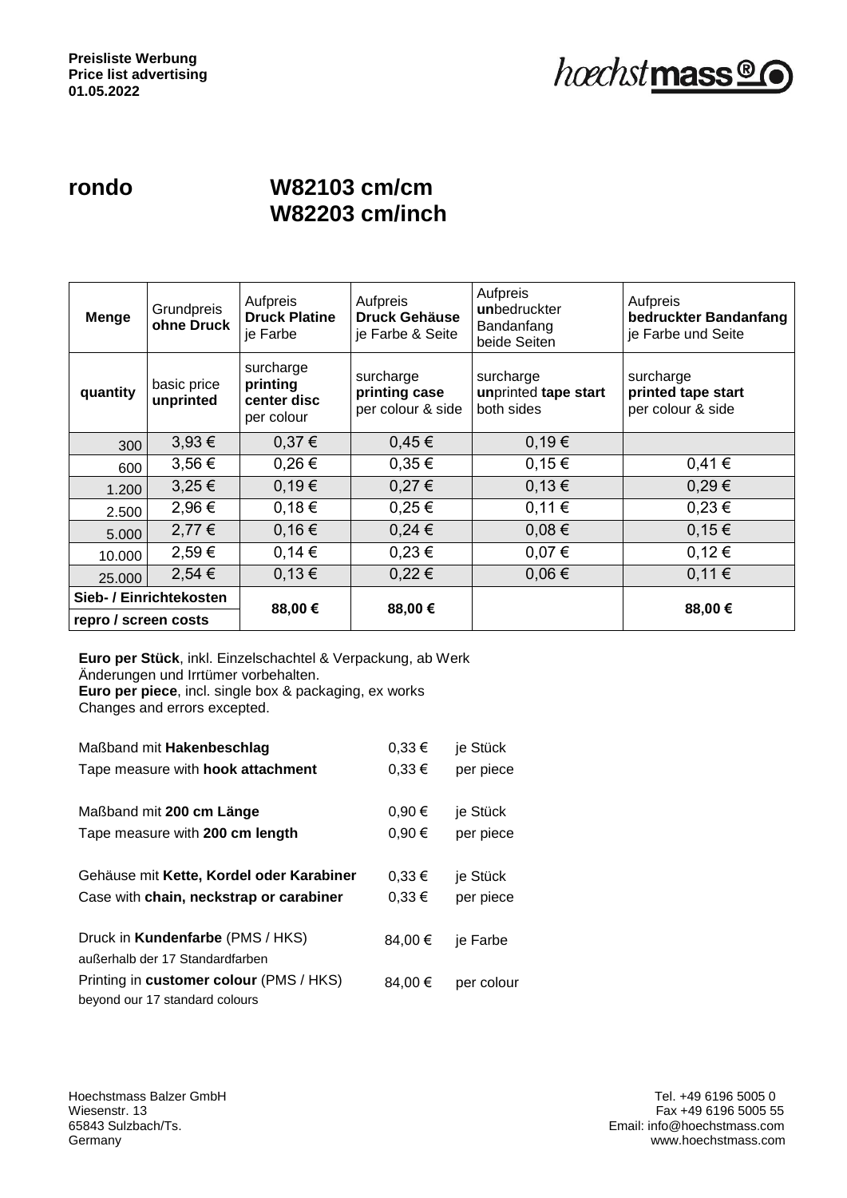**Preisliste Werbung**
**Price list advertising**
**01.05.2022**

hœchstmass®

## rondo

## W82103 cm/cm
## W82203 cm/inch

| **Menge** | Grundpreis **ohne Druck** | Aufpreis **Druck Platine** je Farbe | Aufpreis **Druck Gehäuse** je Farbe & Seite | Aufpreis **un**bedruckter Bandanfang beide Seiten | Aufpreis **bedruckter Bandanfang** je Farbe und Seite |
|---|---|---|---|---|---|
| **quantity** | basic price **unprinted** | surcharge **printing center disc** per colour | surcharge **printing case** per colour & side | surcharge **un**printed **tape start** both sides | surcharge **printed tape start** per colour & side |
| 300 | 3,93 € | 0,37 € | 0,45 € | 0,19 € | |
| 600 | 3,56 € | 0,26 € | 0,35 € | 0,15 € | 0,41 € |
| 1.200 | 3,25 € | 0,19 € | 0,27 € | 0,13 € | 0,29 € |
| 2.500 | 2,96 € | 0,18 € | 0,25 € | 0,11 € | 0,23 € |
| 5.000 | 2,77 € | 0,16 € | 0,24 € | 0,08 € | 0,15 € |
| 10.000 | 2,59 € | 0,14 € | 0,23 € | 0,07 € | 0,12 € |
| 25.000 | 2,54 € | 0,13 € | 0,22 € | 0,06 € | 0,11 € |
| **Sieb- / Einrichtekosten repro / screen costs** | | 88,00 € | 88,00 € | | 88,00 € |

**Euro per Stück**, inkl. Einzelschachtel & Verpackung, ab Werk
Änderungen und Irrtümer vorbehalten.
**Euro per piece**, incl. single box & packaging, ex works
Changes and errors excepted.

| | | |
|---|---|---|
| Maßband mit **Hakenbeschlag** | 0,33 € | je Stück |
| Tape measure with **hook attachment** | 0,33 € | per piece |
| Maßband mit **200 cm Länge** | 0,90 € | je Stück |
| Tape measure with **200 cm length** | 0,90 € | per piece |
| Gehäuse mit **Kette, Kordel oder Karabiner** | 0,33 € | je Stück |
| Case with **chain, neckstrap or carabiner** | 0,33 € | per piece |
| Druck in **Kundenfarbe** (PMS / HKS) außerhalb der 17 Standardfarben | 84,00 € | je Farbe |
| Printing in **customer colour** (PMS / HKS) beyond our 17 standard colours | 84,00 € | per colour |

Hoechstmass Balzer GmbH
Wiesenstr. 13
65843 Sulzbach/Ts.
Germany

Tel. +49 6196 5005 0
Fax +49 6196 5005 55
Email: info@hoechstmass.com
www.hoechstmass.com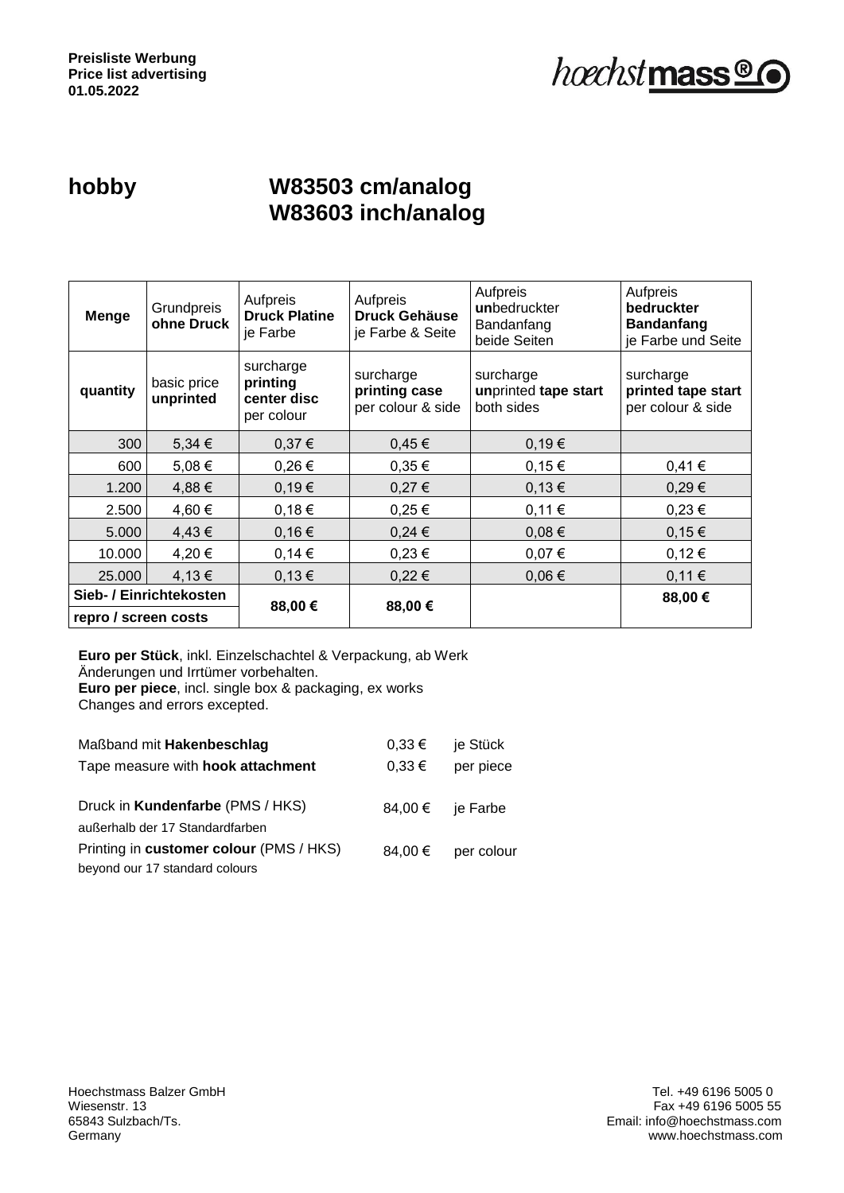**Preisliste Werbung**
**Price list advertising**
**01.05.2022**

hoechstmass®

# hobby — W83503 cm/analog, W83603 inch/analog

| Menge / quantity | Grundpreis **ohne Druck** / basic price **unprinted** | Aufpreis **Druck Platine** je Farbe / surcharge **printing center disc** per colour | Aufpreis **Druck Gehäuse** je Farbe & Seite / surcharge **printing case** per colour & side | Aufpreis **un**bedruckter Bandanfang beide Seiten / surcharge **un**printed **tape start** both sides | Aufpreis **bedruckter Bandanfang** je Farbe und Seite / surcharge **printed tape start** per colour & side |
|---|---|---|---|---|---|
| 300 | 5,34 € | 0,37 € | 0,45 € | 0,19 € | |
| 600 | 5,08 € | 0,26 € | 0,35 € | 0,15 € | 0,41 € |
| 1.200 | 4,88 € | 0,19 € | 0,27 € | 0,13 € | 0,29 € |
| 2.500 | 4,60 € | 0,18 € | 0,25 € | 0,11 € | 0,23 € |
| 5.000 | 4,43 € | 0,16 € | 0,24 € | 0,08 € | 0,15 € |
| 10.000 | 4,20 € | 0,14 € | 0,23 € | 0,07 € | 0,12 € |
| 25.000 | 4,13 € | 0,13 € | 0,22 € | 0,06 € | 0,11 € |
| **Sieb- / Einrichtekosten / repro / screen costs** | | **88,00 €** | **88,00 €** | | **88,00 €** |

**Euro per Stück**, inkl. Einzelschachtel & Verpackung, ab Werk
Änderungen und Irrtümer vorbehalten.
**Euro per piece**, incl. single box & packaging, ex works
Changes and errors excepted.

| | | |
|---|---|---|
| Maßband mit **Hakenbeschlag** | 0,33 € | je Stück |
| Tape measure with **hook attachment** | 0,33 € | per piece |
| Druck in **Kundenfarbe** (PMS / HKS) außerhalb der 17 Standardfarben | 84,00 € | je Farbe |
| Printing in **customer colour** (PMS / HKS) beyond our 17 standard colours | 84,00 € | per colour |

Hoechstmass Balzer GmbH
Wiesenstr. 13
65843 Sulzbach/Ts.
Germany

Tel. +49 6196 5005 0
Fax +49 6196 5005 55
Email: info@hoechstmass.com
www.hoechstmass.com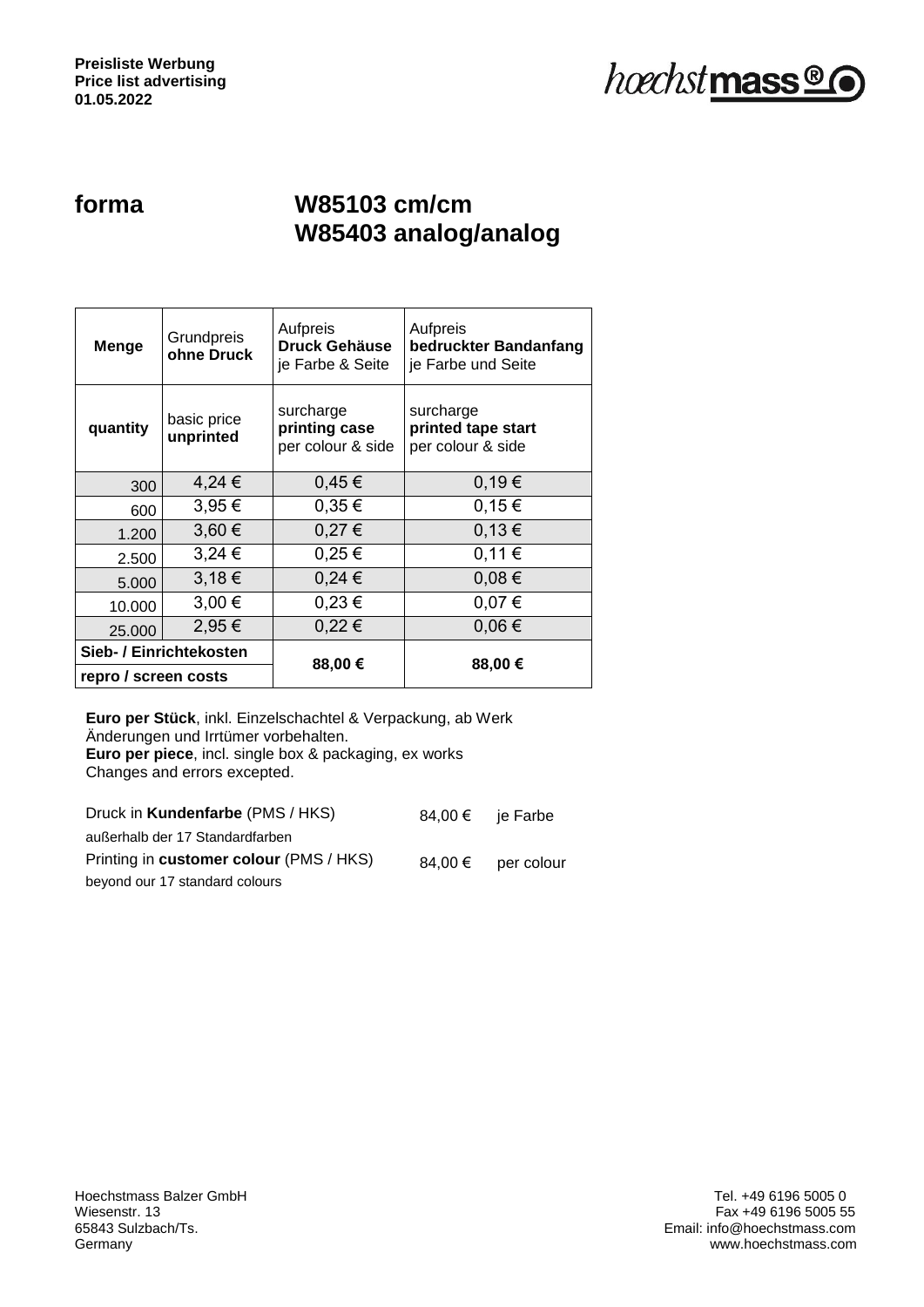**Preisliste Werbung**
**Price list advertising**
**01.05.2022**

hoechstmass®

# forma

# W85103 cm/cm
# W85403 analog/analog

| **Menge** | Grundpreis **ohne Druck** | Aufpreis **Druck Gehäuse** je Farbe & Seite | Aufpreis **bedruckter Bandanfang** je Farbe und Seite |
|---|---|---|---|
| **quantity** | basic price **unprinted** | surcharge **printing case** per colour & side | surcharge **printed tape start** per colour & side |
| 300 | 4,24 € | 0,45 € | 0,19 € |
| 600 | 3,95 € | 0,35 € | 0,15 € |
| 1.200 | 3,60 € | 0,27 € | 0,13 € |
| 2.500 | 3,24 € | 0,25 € | 0,11 € |
| 5.000 | 3,18 € | 0,24 € | 0,08 € |
| 10.000 | 3,00 € | 0,23 € | 0,07 € |
| 25.000 | 2,95 € | 0,22 € | 0,06 € |
| **Sieb- / Einrichtekosten** / **repro / screen costs** | | **88,00 €** | **88,00 €** |

**Euro per Stück**, inkl. Einzelschachtel & Verpackung, ab Werk
Änderungen und Irrtümer vorbehalten.
**Euro per piece**, incl. single box & packaging, ex works
Changes and errors excepted.

| | | |
|---|---|---|
| Druck in **Kundenfarbe** (PMS / HKS) außerhalb der 17 Standardfarben | 84,00 € | je Farbe |
| Printing in **customer colour** (PMS / HKS) beyond our 17 standard colours | 84,00 € | per colour |

Hoechstmass Balzer GmbH
Wiesenstr. 13
65843 Sulzbach/Ts.
Germany

Tel. +49 6196 5005 0
Fax +49 6196 5005 55
Email: info@hoechstmass.com
www.hoechstmass.com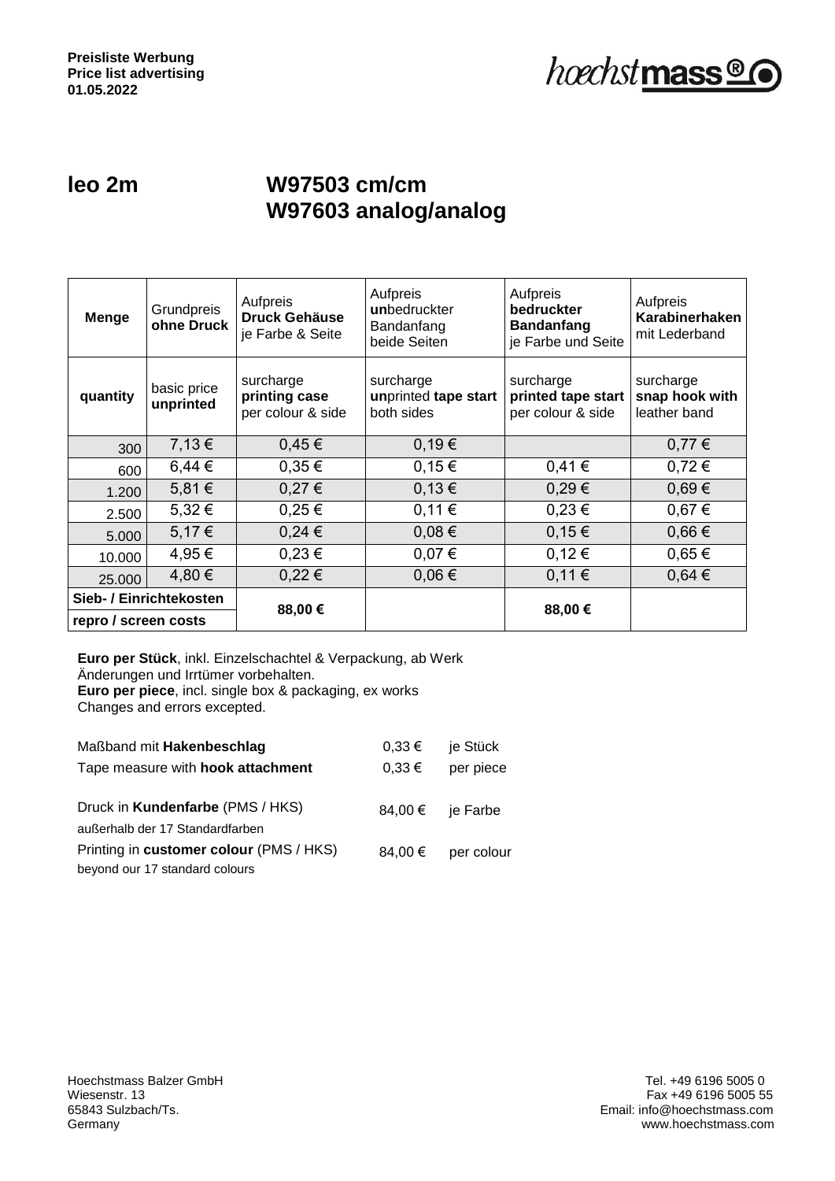**Preisliste Werbung**
**Price list advertising**
**01.05.2022**

# leo 2m

# W97503 cm/cm
# W97603 analog/analog

| **Menge** | Grundpreis **ohne Druck** | Aufpreis **Druck Gehäuse** je Farbe & Seite | Aufpreis **un**bedruckter Bandanfang beide Seiten | Aufpreis **bedruckter Bandanfang** je Farbe und Seite | Aufpreis **Karabinerhaken** mit Lederband |
|---|---|---|---|---|---|
| **quantity** | basic price **unprinted** | surcharge **printing case** per colour & side | surcharge **un**printed **tape start** both sides | surcharge **printed tape start** per colour & side | surcharge **snap hook with** leather band |
| 300 | 7,13 € | 0,45 € | 0,19 € | | 0,77 € |
| 600 | 6,44 € | 0,35 € | 0,15 € | 0,41 € | 0,72 € |
| 1.200 | 5,81 € | 0,27 € | 0,13 € | 0,29 € | 0,69 € |
| 2.500 | 5,32 € | 0,25 € | 0,11 € | 0,23 € | 0,67 € |
| 5.000 | 5,17 € | 0,24 € | 0,08 € | 0,15 € | 0,66 € |
| 10.000 | 4,95 € | 0,23 € | 0,07 € | 0,12 € | 0,65 € |
| 25.000 | 4,80 € | 0,22 € | 0,06 € | 0,11 € | 0,64 € |
| **Sieb- / Einrichtekosten repro / screen costs** | | **88,00 €** | | **88,00 €** | |

**Euro per Stück**, inkl. Einzelschachtel & Verpackung, ab Werk
Änderungen und Irrtümer vorbehalten.
**Euro per piece**, incl. single box & packaging, ex works
Changes and errors excepted.

| | | |
|---|---|---|
| Maßband mit **Hakenbeschlag** | 0,33 € | je Stück |
| Tape measure with **hook attachment** | 0,33 € | per piece |
| Druck in **Kundenfarbe** (PMS / HKS) außerhalb der 17 Standardfarben | 84,00 € | je Farbe |
| Printing in **customer colour** (PMS / HKS) beyond our 17 standard colours | 84,00 € | per colour |

Hoechstmass Balzer GmbH
Wiesenstr. 13
65843 Sulzbach/Ts.
Germany

Tel. +49 6196 5005 0
Fax +49 6196 5005 55
Email: info@hoechstmass.com
www.hoechstmass.com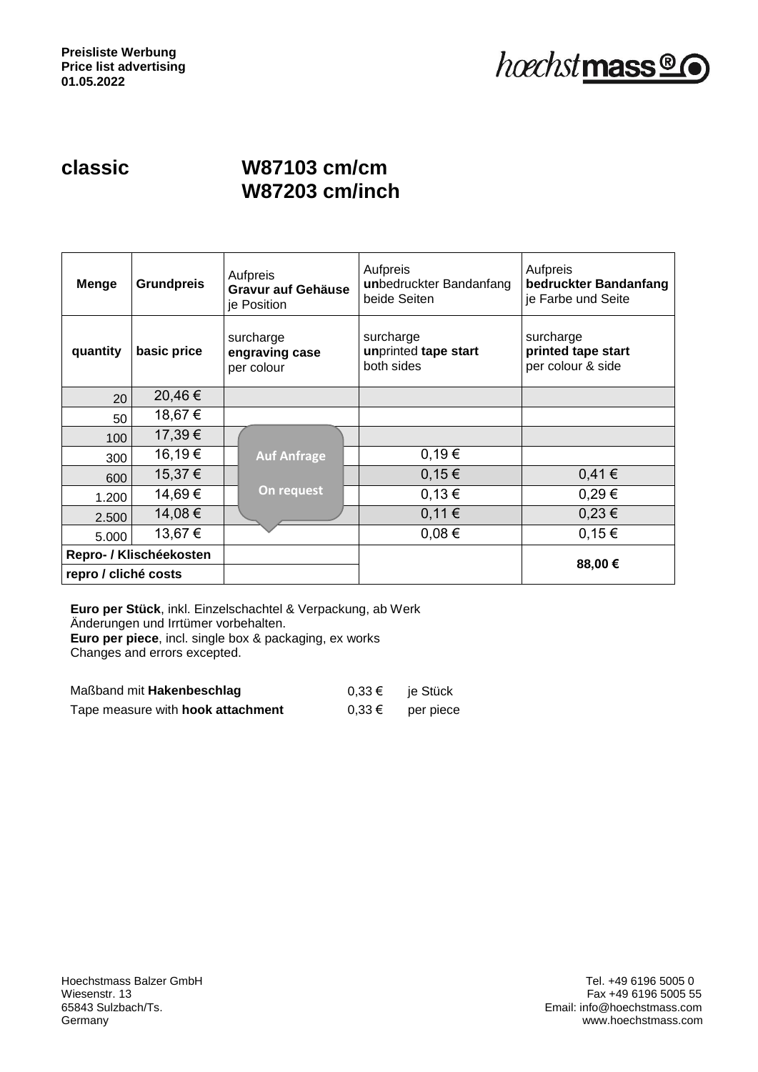**Preisliste Werbung**
**Price list advertising**
**01.05.2022**

# classic W87103 cm/cm W87203 cm/inch

| Menge | Grundpreis | Aufpreis **Gravur auf Gehäuse** je Position | Aufpreis **un**bedruckter Bandanfang beide Seiten | Aufpreis **bedruckter Bandanfang** je Farbe und Seite |
|---|---|---|---|---|
| **quantity** | **basic price** | surcharge **engraving case** per colour | surcharge **un**printed **tape start** both sides | surcharge **printed tape start** per colour & side |
| 20 | 20,46 € | | | |
| 50 | 18,67 € | | | |
| 100 | 17,39 € | Auf Anfrage / On request | | |
| 300 | 16,19 € | | 0,19 € | |
| 600 | 15,37 € | | 0,15 € | 0,41 € |
| 1.200 | 14,69 € | | 0,13 € | 0,29 € |
| 2.500 | 14,08 € | | 0,11 € | 0,23 € |
| 5.000 | 13,67 € | | 0,08 € | 0,15 € |
| **Repro- / Klischéekosten** | | | | **88,00 €** |
| **repro / cliché costs** | | | | |

**Euro per Stück**, inkl. Einzelschachtel & Verpackung, ab Werk
Änderungen und Irrtümer vorbehalten.
**Euro per piece**, incl. single box & packaging, ex works
Changes and errors excepted.

| | | |
|---|---|---|
| Maßband mit **Hakenbeschlag** | 0,33 € | je Stück |
| Tape measure with **hook attachment** | 0,33 € | per piece |

Hoechstmass Balzer GmbH
Wiesenstr. 13
65843 Sulzbach/Ts.
Germany

Tel. +49 6196 5005 0
Fax +49 6196 5005 55
Email: info@hoechstmass.com
www.hoechstmass.com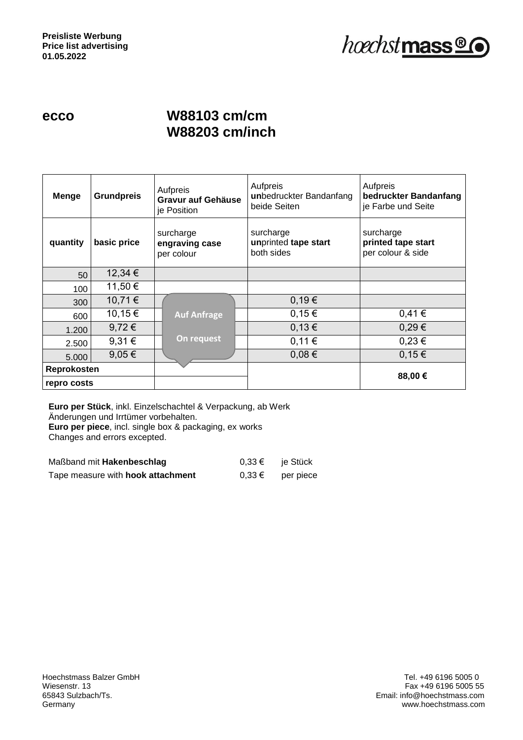**Preisliste Werbung**
**Price list advertising**
**01.05.2022**

hoechstmass®

# ecco

# W88103 cm/cm
# W88203 cm/inch

| Menge | Grundpreis | Aufpreis **Gravur auf Gehäuse** je Position | Aufpreis **un**bedruckter Bandanfang beide Seiten | Aufpreis **bedruckter Bandanfang** je Farbe und Seite |
|---|---|---|---|---|
| **quantity** | **basic price** | surcharge **engraving case** per colour | surcharge **un**printed **tape start** both sides | surcharge **printed tape start** per colour & side |
| 50 | 12,34 € | | | |
| 100 | 11,50 € | | | |
| 300 | 10,71 € | Auf Anfrage | 0,19 € | |
| 600 | 10,15 € | | 0,15 € | 0,41 € |
| 1.200 | 9,72 € | On request | 0,13 € | 0,29 € |
| 2.500 | 9,31 € | | 0,11 € | 0,23 € |
| 5.000 | 9,05 € | | 0,08 € | 0,15 € |
| **Reprokosten** | | | | **88,00 €** |
| **repro costs** | | | | |

**Euro per Stück**, inkl. Einzelschachtel & Verpackung, ab Werk
Änderungen und Irrtümer vorbehalten.
**Euro per piece**, incl. single box & packaging, ex works
Changes and errors excepted.

| | | |
|---|---|---|
| Maßband mit **Hakenbeschlag** | 0,33 € | je Stück |
| Tape measure with **hook attachment** | 0,33 € | per piece |

Hoechstmass Balzer GmbH
Wiesenstr. 13
65843 Sulzbach/Ts.
Germany

Tel. +49 6196 5005 0
Fax +49 6196 5005 55
Email: info@hoechstmass.com
www.hoechstmass.com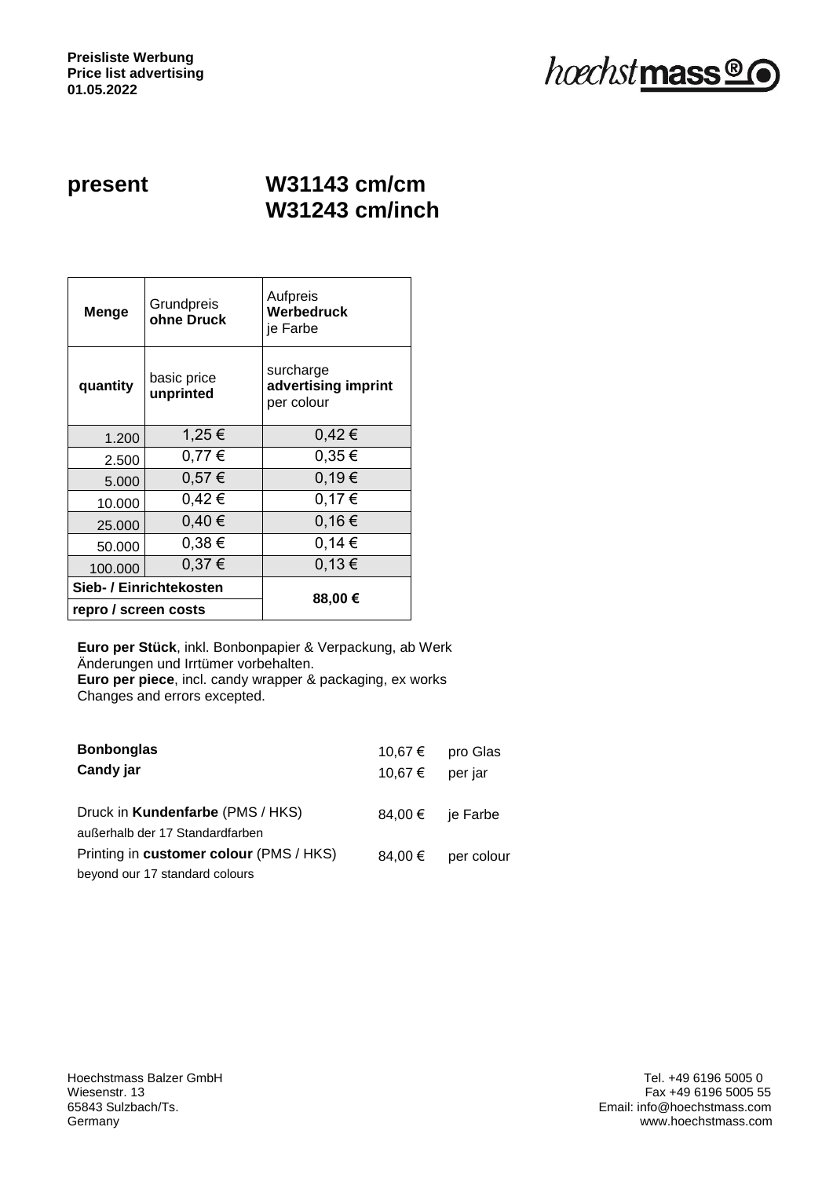**Preisliste Werbung**
**Price list advertising**
**01.05.2022**

hoechstmass®

# present

# W31143 cm/cm
# W31243 cm/inch

| **Menge** | Grundpreis **ohne Druck** | Aufpreis **Werbedruck** je Farbe |
|---|---|---|
| **quantity** | basic price **unprinted** | surcharge **advertising imprint** per colour |
| 1.200 | 1,25 € | 0,42 € |
| 2.500 | 0,77 € | 0,35 € |
| 5.000 | 0,57 € | 0,19 € |
| 10.000 | 0,42 € | 0,17 € |
| 25.000 | 0,40 € | 0,16 € |
| 50.000 | 0,38 € | 0,14 € |
| 100.000 | 0,37 € | 0,13 € |
| **Sieb- / Einrichtekosten** / **repro / screen costs** | | **88,00 €** |

**Euro per Stück**, inkl. Bonbonpapier & Verpackung, ab Werk
Änderungen und Irrtümer vorbehalten.
**Euro per piece**, incl. candy wrapper & packaging, ex works
Changes and errors excepted.

| | | |
|---|---|---|
| **Bonbonglas** | 10,67 € | pro Glas |
| **Candy jar** | 10,67 € | per jar |
| Druck in **Kundenfarbe** (PMS / HKS) außerhalb der 17 Standardfarben | 84,00 € | je Farbe |
| Printing in **customer colour** (PMS / HKS) beyond our 17 standard colours | 84,00 € | per colour |

Hoechstmass Balzer GmbH
Wiesenstr. 13
65843 Sulzbach/Ts.
Germany

Tel. +49 6196 5005 0
Fax +49 6196 5005 55
Email: info@hoechstmass.com
www.hoechstmass.com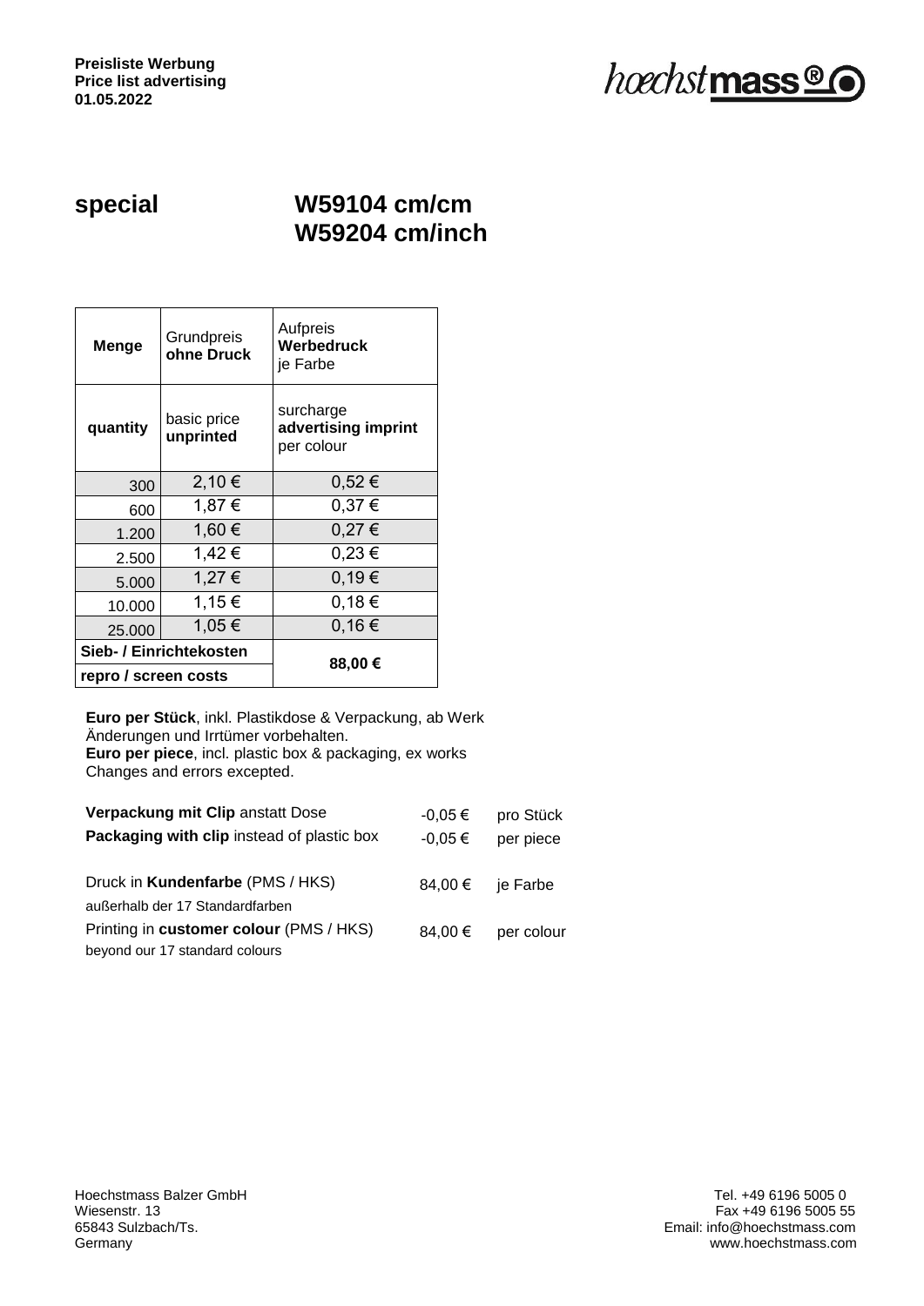**Preisliste Werbung**
**Price list advertising**
**01.05.2022**

hoechstmass®

## special — W59104 cm/cm, W59204 cm/inch

| **Menge** / **quantity** | Grundpreis **ohne Druck** / basic price **unprinted** | Aufpreis **Werbedruck** je Farbe / surcharge **advertising imprint** per colour |
|---|---|---|
| 300 | 2,10 € | 0,52 € |
| 600 | 1,87 € | 0,37 € |
| 1.200 | 1,60 € | 0,27 € |
| 2.500 | 1,42 € | 0,23 € |
| 5.000 | 1,27 € | 0,19 € |
| 10.000 | 1,15 € | 0,18 € |
| 25.000 | 1,05 € | 0,16 € |
| **Sieb- / Einrichtekosten** / **repro / screen costs** | | **88,00 €** |

**Euro per Stück**, inkl. Plastikdose & Verpackung, ab Werk
Änderungen und Irrtümer vorbehalten.
**Euro per piece**, incl. plastic box & packaging, ex works
Changes and errors excepted.

| | | |
|---|---|---|
| **Verpackung mit Clip** anstatt Dose | -0,05 € | pro Stück |
| **Packaging with clip** instead of plastic box | -0,05 € | per piece |
| Druck in **Kundenfarbe** (PMS / HKS) außerhalb der 17 Standardfarben | 84,00 € | je Farbe |
| Printing in **customer colour** (PMS / HKS) beyond our 17 standard colours | 84,00 € | per colour |

Hoechstmass Balzer GmbH
Wiesenstr. 13
65843 Sulzbach/Ts.
Germany

Tel. +49 6196 5005 0
Fax +49 6196 5005 55
Email: info@hoechstmass.com
www.hoechstmass.com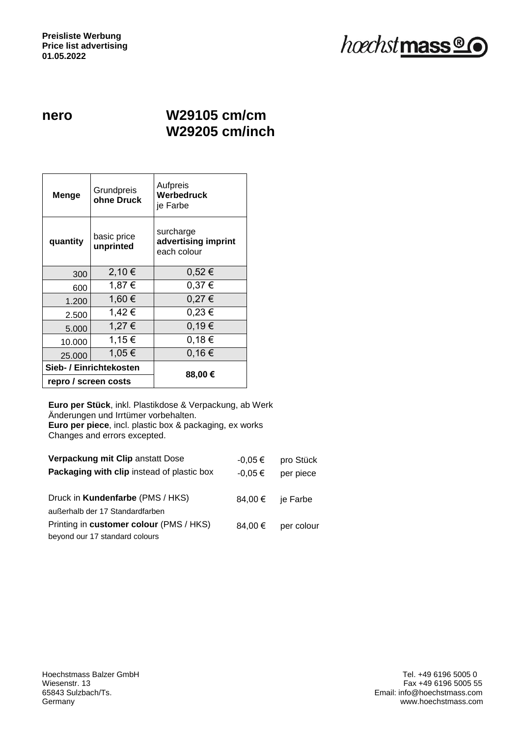**Preisliste Werbung**
**Price list advertising**
**01.05.2022**

hoechstmass®

## nero

## W29105 cm/cm
## W29205 cm/inch

| **Menge** | Grundpreis **ohne Druck** | Aufpreis **Werbedruck** je Farbe |
|---|---|---|
| **quantity** | basic price **unprinted** | surcharge **advertising imprint** each colour |
| 300 | 2,10 € | 0,52 € |
| 600 | 1,87 € | 0,37 € |
| 1.200 | 1,60 € | 0,27 € |
| 2.500 | 1,42 € | 0,23 € |
| 5.000 | 1,27 € | 0,19 € |
| 10.000 | 1,15 € | 0,18 € |
| 25.000 | 1,05 € | 0,16 € |
| **Sieb- / Einrichtekosten** / **repro / screen costs** | | **88,00 €** |

**Euro per Stück**, inkl. Plastikdose & Verpackung, ab Werk
Änderungen und Irrtümer vorbehalten.
**Euro per piece**, incl. plastic box & packaging, ex works
Changes and errors excepted.

| | | |
|---|---|---|
| **Verpackung mit Clip** anstatt Dose | -0,05 € | pro Stück |
| **Packaging with clip** instead of plastic box | -0,05 € | per piece |
| Druck in **Kundenfarbe** (PMS / HKS) außerhalb der 17 Standardfarben | 84,00 € | je Farbe |
| Printing in **customer colour** (PMS / HKS) beyond our 17 standard colours | 84,00 € | per colour |

Hoechstmass Balzer GmbH
Wiesenstr. 13
65843 Sulzbach/Ts.
Germany

Tel. +49 6196 5005 0
Fax +49 6196 5005 55
Email: info@hoechstmass.com
www.hoechstmass.com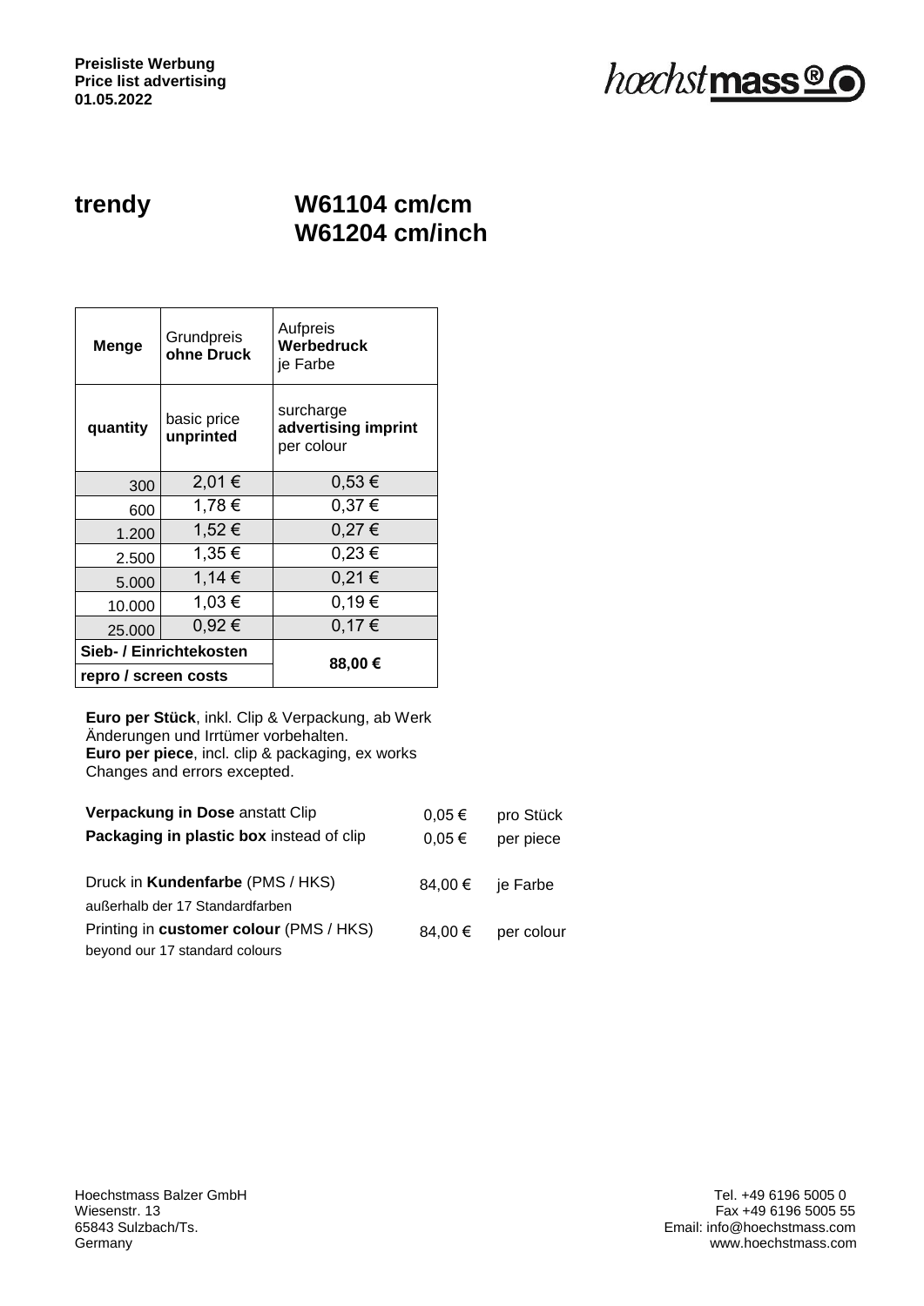**Preisliste Werbung**
**Price list advertising**
**01.05.2022**

## trendy W61104 cm/cm W61204 cm/inch

| **Menge** | Grundpreis **ohne Druck** | Aufpreis **Werbedruck** je Farbe |
|---|---|---|
| **quantity** | basic price **unprinted** | surcharge **advertising imprint** per colour |
| 300 | 2,01 € | 0,53 € |
| 600 | 1,78 € | 0,37 € |
| 1.200 | 1,52 € | 0,27 € |
| 2.500 | 1,35 € | 0,23 € |
| 5.000 | 1,14 € | 0,21 € |
| 10.000 | 1,03 € | 0,19 € |
| 25.000 | 0,92 € | 0,17 € |
| **Sieb- / Einrichtekosten** **repro / screen costs** | | **88,00 €** |

**Euro per Stück**, inkl. Clip & Verpackung, ab Werk
Änderungen und Irrtümer vorbehalten.
**Euro per piece**, incl. clip & packaging, ex works
Changes and errors excepted.

| | | |
|---|---|---|
| **Verpackung in Dose** anstatt Clip | 0,05 € | pro Stück |
| **Packaging in plastic box** instead of clip | 0,05 € | per piece |
| Druck in **Kundenfarbe** (PMS / HKS) außerhalb der 17 Standardfarben | 84,00 € | je Farbe |
| Printing in **customer colour** (PMS / HKS) beyond our 17 standard colours | 84,00 € | per colour |

Hoechstmass Balzer GmbH
Wiesenstr. 13
65843 Sulzbach/Ts.
Germany

Tel. +49 6196 5005 0
Fax +49 6196 5005 55
Email: info@hoechstmass.com
www.hoechstmass.com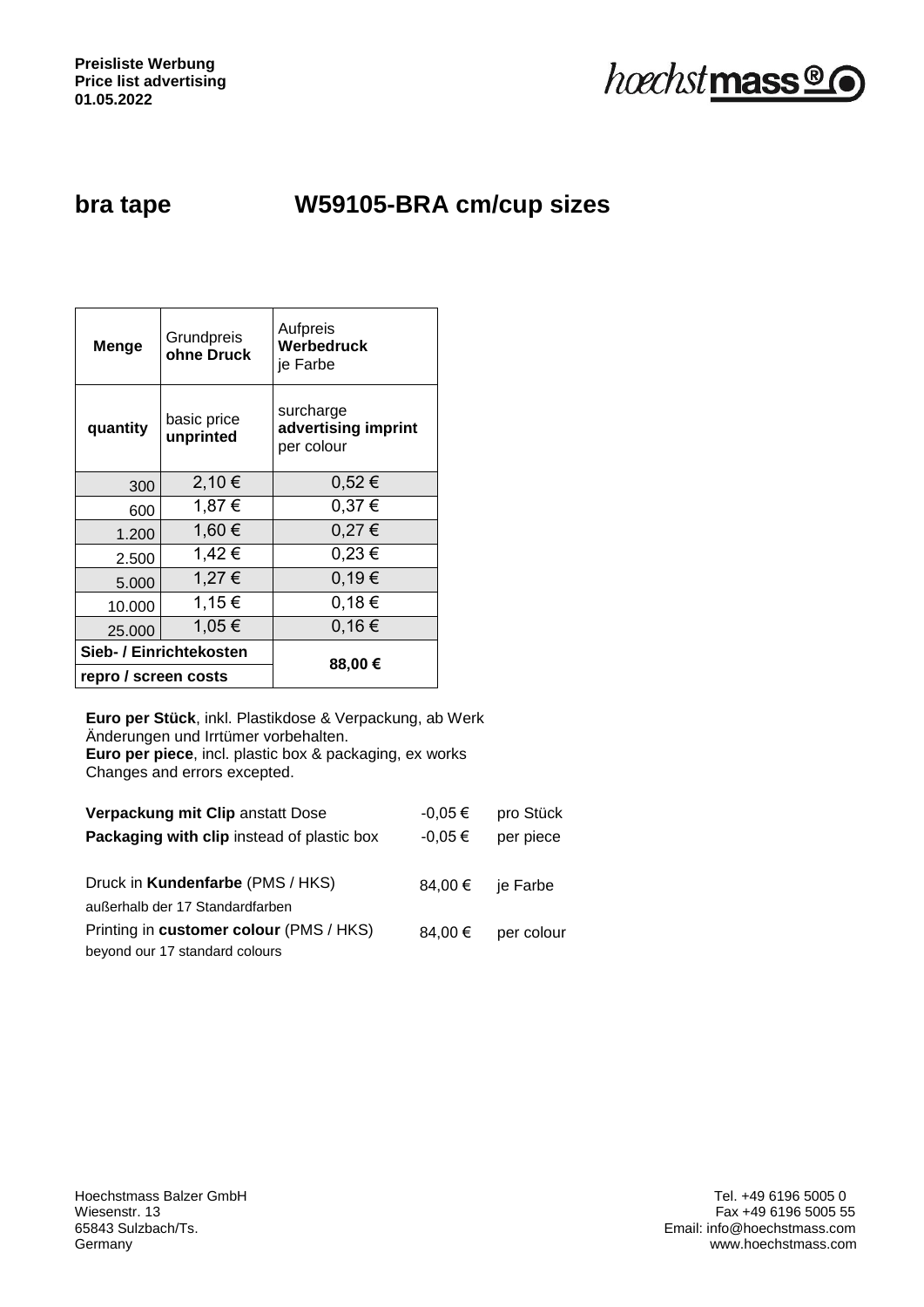**Preisliste Werbung**
**Price list advertising**
**01.05.2022**

hoechstmass®

# bra tape W59105-BRA cm/cup sizes

| **Menge** | Grundpreis **ohne Druck** | Aufpreis **Werbedruck** je Farbe |
|---|---|---|
| **quantity** | basic price **unprinted** | surcharge **advertising imprint** per colour |
| 300 | 2,10 € | 0,52 € |
| 600 | 1,87 € | 0,37 € |
| 1.200 | 1,60 € | 0,27 € |
| 2.500 | 1,42 € | 0,23 € |
| 5.000 | 1,27 € | 0,19 € |
| 10.000 | 1,15 € | 0,18 € |
| 25.000 | 1,05 € | 0,16 € |
| **Sieb- / Einrichtekosten** **repro / screen costs** | | **88,00 €** |

**Euro per Stück**, inkl. Plastikdose & Verpackung, ab Werk
Änderungen und Irrtümer vorbehalten.
**Euro per piece**, incl. plastic box & packaging, ex works
Changes and errors excepted.

| | | |
|---|---|---|
| **Verpackung mit Clip** anstatt Dose | -0,05 € | pro Stück |
| **Packaging with clip** instead of plastic box | -0,05 € | per piece |
| Druck in **Kundenfarbe** (PMS / HKS) außerhalb der 17 Standardfarben | 84,00 € | je Farbe |
| Printing in **customer colour** (PMS / HKS) beyond our 17 standard colours | 84,00 € | per colour |

Hoechstmass Balzer GmbH
Wiesenstr. 13
65843 Sulzbach/Ts.
Germany

Tel. +49 6196 5005 0
Fax +49 6196 5005 55
Email: info@hoechstmass.com
www.hoechstmass.com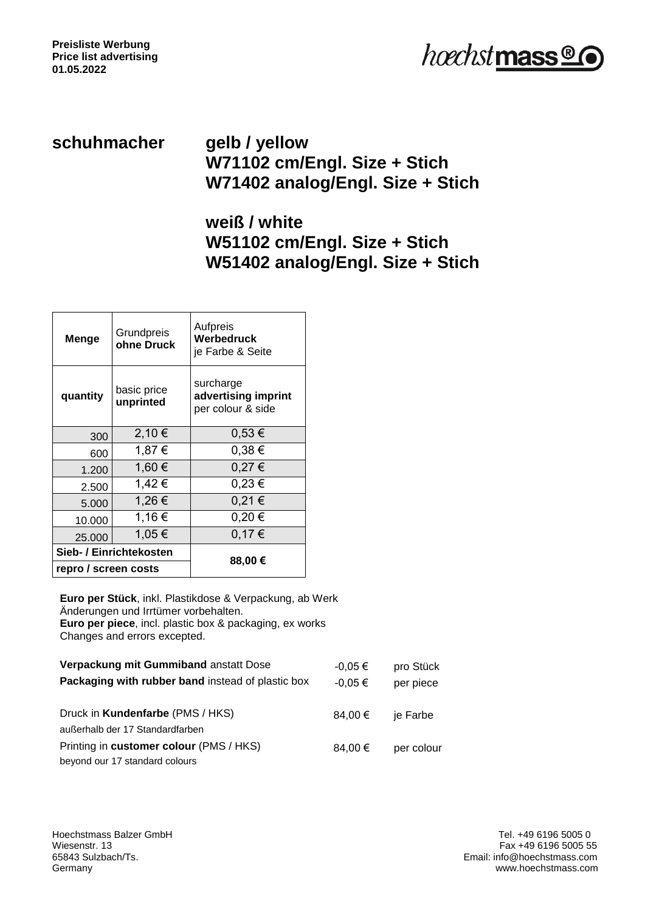**Preisliste Werbung**
**Price list advertising**
**01.05.2022**

## schuhmacher

## gelb / yellow
## W71102 cm/Engl. Size + Stich
## W71402 analog/Engl. Size + Stich

## weiß / white
## W51102 cm/Engl. Size + Stich
## W51402 analog/Engl. Size + Stich

| **Menge** | Grundpreis **ohne Druck** | Aufpreis **Werbedruck** je Farbe & Seite |
|---|---|---|
| **quantity** | basic price **unprinted** | surcharge **advertising imprint** per colour & side |
| 300 | 2,10 € | 0,53 € |
| 600 | 1,87 € | 0,38 € |
| 1.200 | 1,60 € | 0,27 € |
| 2.500 | 1,42 € | 0,23 € |
| 5.000 | 1,26 € | 0,21 € |
| 10.000 | 1,16 € | 0,20 € |
| 25.000 | 1,05 € | 0,17 € |
| **Sieb- / Einrichtekosten** | | **88,00 €** |
| **repro / screen costs** | | |

**Euro per Stück**, inkl. Plastikdose & Verpackung, ab Werk
Änderungen und Irrtümer vorbehalten.
**Euro per piece**, incl. plastic box & packaging, ex works
Changes and errors excepted.

| | | |
|---|---|---|
| **Verpackung mit Gummiband** anstatt Dose | -0,05 € | pro Stück |
| **Packaging with rubber band** instead of plastic box | -0,05 € | per piece |
| Druck in **Kundenfarbe** (PMS / HKS) außerhalb der 17 Standardfarben | 84,00 € | je Farbe |
| Printing in **customer colour** (PMS / HKS) beyond our 17 standard colours | 84,00 € | per colour |

Hoechstmass Balzer GmbH
Wiesenstr. 13
65843 Sulzbach/Ts.
Germany

Tel. +49 6196 5005 0
Fax +49 6196 5005 55
Email: info@hoechstmass.com
www.hoechstmass.com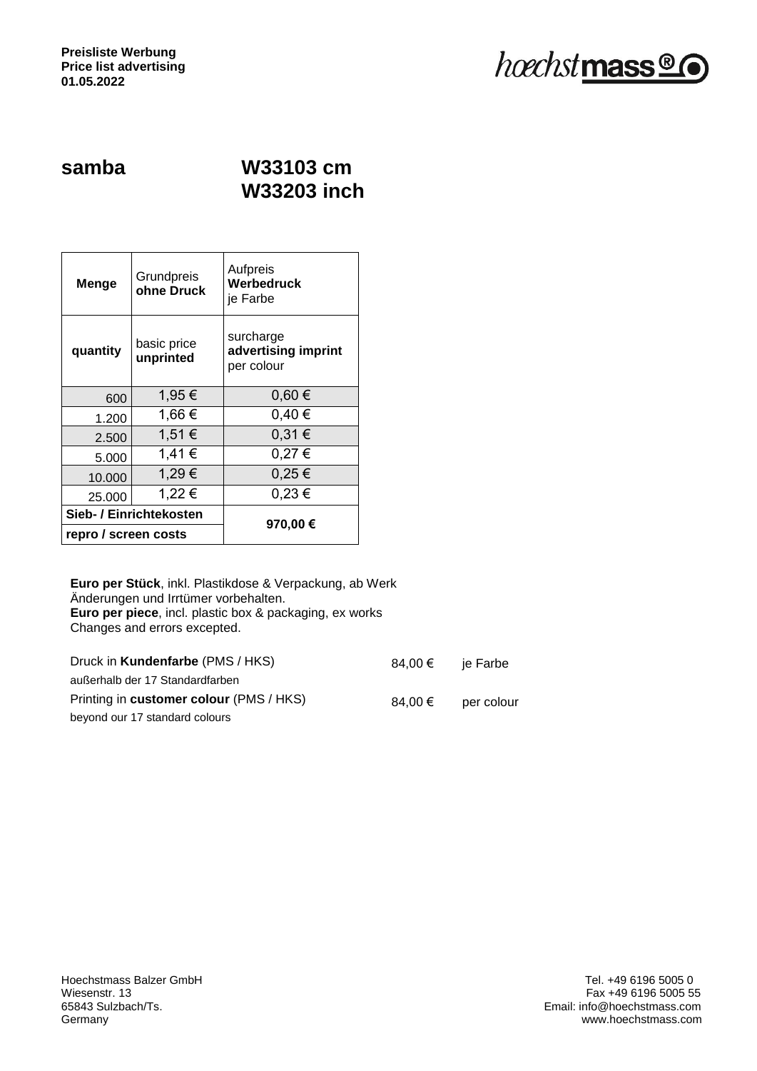**Preisliste Werbung**
**Price list advertising**
**01.05.2022**

hoechstmass®

## samba

## W33103 cm
## W33203 inch

| **Menge** | Grundpreis **ohne Druck** | Aufpreis **Werbedruck** je Farbe |
|---|---|---|
| **quantity** | basic price **unprinted** | surcharge **advertising imprint** per colour |
| 600 | 1,95 € | 0,60 € |
| 1.200 | 1,66 € | 0,40 € |
| 2.500 | 1,51 € | 0,31 € |
| 5.000 | 1,41 € | 0,27 € |
| 10.000 | 1,29 € | 0,25 € |
| 25.000 | 1,22 € | 0,23 € |
| **Sieb- / Einrichtekosten** **repro / screen costs** | | **970,00 €** |

**Euro per Stück**, inkl. Plastikdose & Verpackung, ab Werk
Änderungen und Irrtümer vorbehalten.
**Euro per piece**, incl. plastic box & packaging, ex works
Changes and errors excepted.

| | | |
|---|---|---|
| Druck in **Kundenfarbe** (PMS / HKS) außerhalb der 17 Standardfarben | 84,00 € | je Farbe |
| Printing in **customer colour** (PMS / HKS) beyond our 17 standard colours | 84,00 € | per colour |

Hoechstmass Balzer GmbH
Wiesenstr. 13
65843 Sulzbach/Ts.
Germany

Tel. +49 6196 5005 0
Fax +49 6196 5005 55
Email: info@hoechstmass.com
www.hoechstmass.com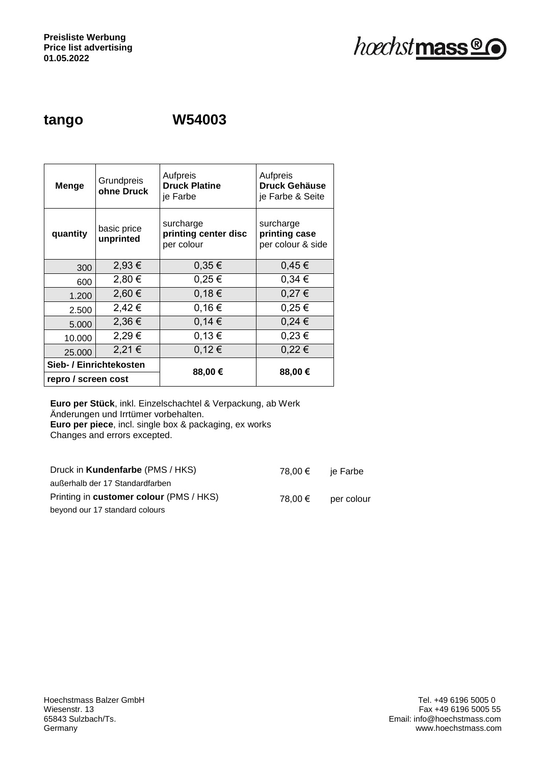**Preisliste Werbung**
**Price list advertising**
**01.05.2022**

hoechstmass®

## tango W54003

| **Menge** | Grundpreis **ohne Druck** | Aufpreis **Druck Platine** je Farbe | Aufpreis **Druck Gehäuse** je Farbe & Seite |
|---|---|---|---|
| **quantity** | basic price **unprinted** | surcharge **printing center disc** per colour | surcharge **printing case** per colour & side |
| 300 | 2,93 € | 0,35 € | 0,45 € |
| 600 | 2,80 € | 0,25 € | 0,34 € |
| 1.200 | 2,60 € | 0,18 € | 0,27 € |
| 2.500 | 2,42 € | 0,16 € | 0,25 € |
| 5.000 | 2,36 € | 0,14 € | 0,24 € |
| 10.000 | 2,29 € | 0,13 € | 0,23 € |
| 25.000 | 2,21 € | 0,12 € | 0,22 € |
| **Sieb- / Einrichtekosten** **repro / screen cost** | | **88,00 €** | **88,00 €** |

**Euro per Stück**, inkl. Einzelschachtel & Verpackung, ab Werk
Änderungen und Irrtümer vorbehalten.
**Euro per piece**, incl. single box & packaging, ex works
Changes and errors excepted.

| | | |
|---|---|---|
| Druck in **Kundenfarbe** (PMS / HKS) außerhalb der 17 Standardfarben | 78,00 € | je Farbe |
| Printing in **customer colour** (PMS / HKS) beyond our 17 standard colours | 78,00 € | per colour |

Hoechstmass Balzer GmbH
Wiesenstr. 13
65843 Sulzbach/Ts.
Germany

Tel. +49 6196 5005 0
Fax +49 6196 5005 55
Email: info@hoechstmass.com
www.hoechstmass.com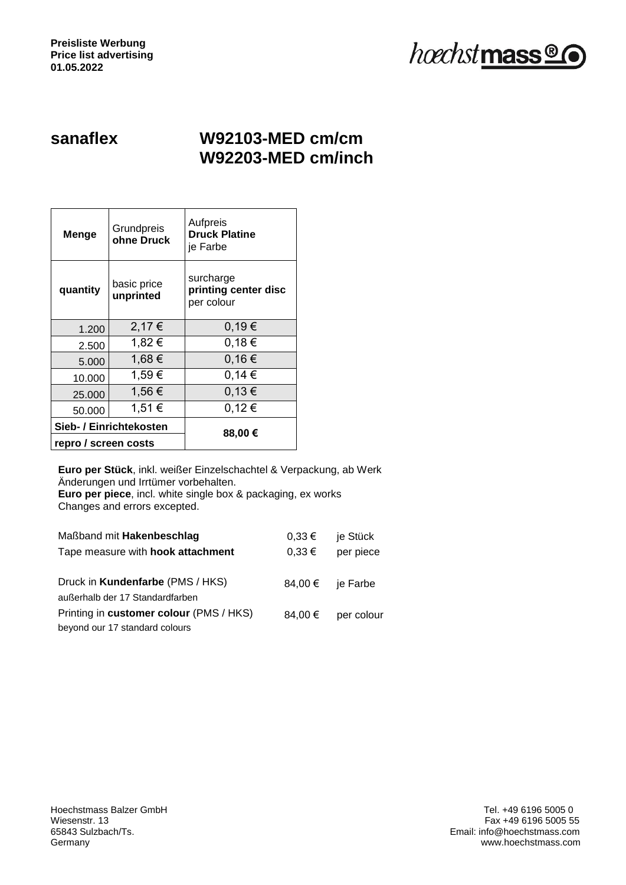**Preisliste Werbung**
**Price list advertising**
**01.05.2022**

hoechstmass®

## sanaflex

## W92103-MED cm/cm
## W92203-MED cm/inch

| **Menge** | Grundpreis **ohne Druck** | Aufpreis **Druck Platine** je Farbe |
|---|---|---|
| **quantity** | basic price **unprinted** | surcharge **printing center disc** per colour |
| 1.200 | 2,17 € | 0,19 € |
| 2.500 | 1,82 € | 0,18 € |
| 5.000 | 1,68 € | 0,16 € |
| 10.000 | 1,59 € | 0,14 € |
| 25.000 | 1,56 € | 0,13 € |
| 50.000 | 1,51 € | 0,12 € |
| **Sieb- / Einrichtekosten** / **repro / screen costs** | | **88,00 €** |

**Euro per Stück**, inkl. weißer Einzelschachtel & Verpackung, ab Werk
Änderungen und Irrtümer vorbehalten.
**Euro per piece**, incl. white single box & packaging, ex works
Changes and errors excepted.

| | | |
|---|---|---|
| Maßband mit **Hakenbeschlag** | 0,33 € | je Stück |
| Tape measure with **hook attachment** | 0,33 € | per piece |
| Druck in **Kundenfarbe** (PMS / HKS) außerhalb der 17 Standardfarben | 84,00 € | je Farbe |
| Printing in **customer colour** (PMS / HKS) beyond our 17 standard colours | 84,00 € | per colour |

Hoechstmass Balzer GmbH
Wiesenstr. 13
65843 Sulzbach/Ts.
Germany

Tel. +49 6196 5005 0
Fax +49 6196 5005 55
Email: info@hoechstmass.com
www.hoechstmass.com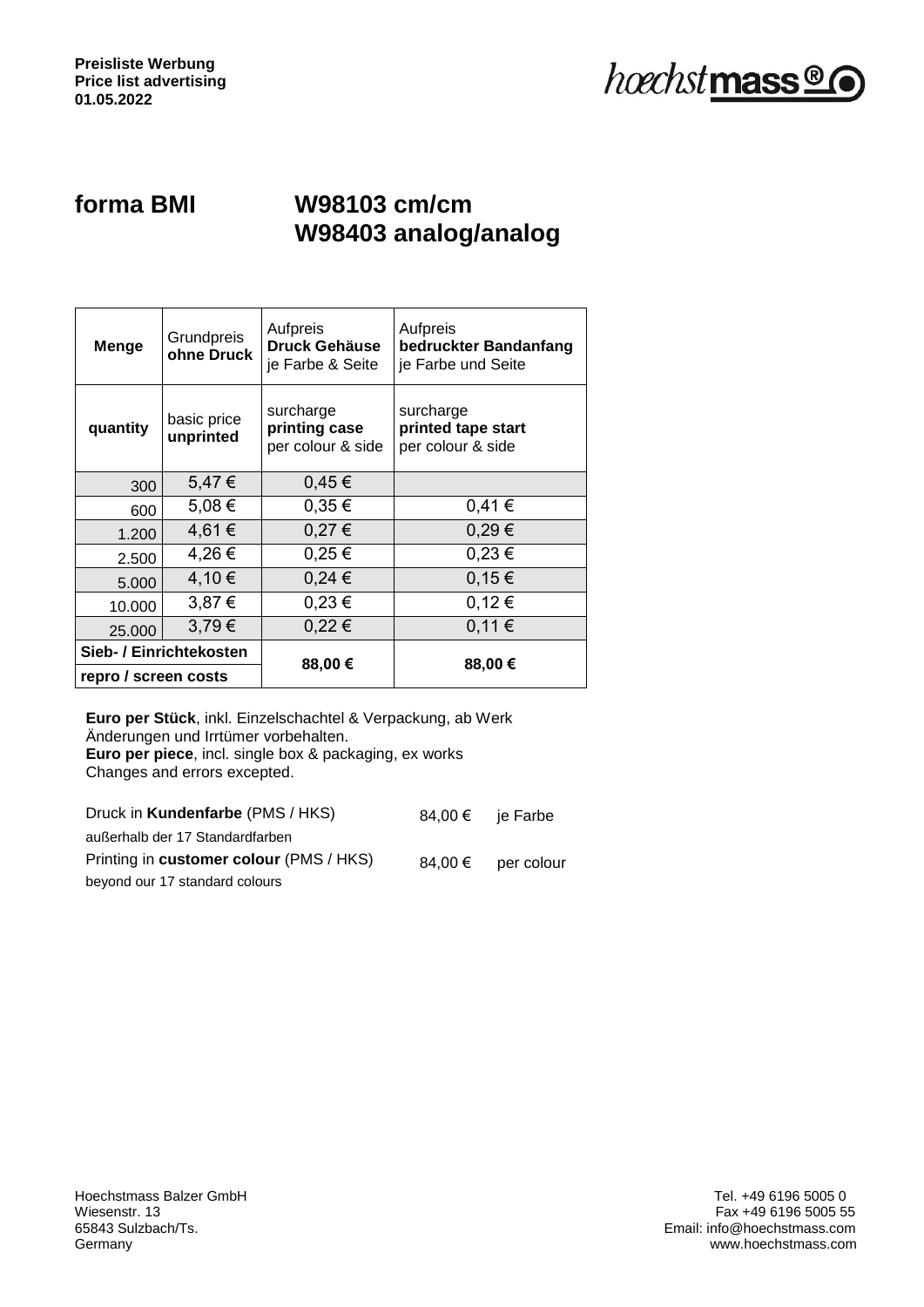**Preisliste Werbung**
**Price list advertising**
**01.05.2022**

hoechstmass®

# forma BMI W98103 cm/cm W98403 analog/analog

| Menge | Grundpreis **ohne Druck** | Aufpreis **Druck Gehäuse** je Farbe & Seite | Aufpreis **bedruckter Bandanfang** je Farbe und Seite |
|---|---|---|---|
| **quantity** | basic price **unprinted** | surcharge **printing case** per colour & side | surcharge **printed tape start** per colour & side |
| 300 | 5,47 € | 0,45 € | |
| 600 | 5,08 € | 0,35 € | 0,41 € |
| 1.200 | 4,61 € | 0,27 € | 0,29 € |
| 2.500 | 4,26 € | 0,25 € | 0,23 € |
| 5.000 | 4,10 € | 0,24 € | 0,15 € |
| 10.000 | 3,87 € | 0,23 € | 0,12 € |
| 25.000 | 3,79 € | 0,22 € | 0,11 € |
| **Sieb- / Einrichtekosten** / **repro / screen costs** | | **88,00 €** | **88,00 €** |

**Euro per Stück**, inkl. Einzelschachtel & Verpackung, ab Werk
Änderungen und Irrtümer vorbehalten.
**Euro per piece**, incl. single box & packaging, ex works
Changes and errors excepted.

| | | |
|---|---|---|
| Druck in **Kundenfarbe** (PMS / HKS) außerhalb der 17 Standardfarben | 84,00 € | je Farbe |
| Printing in **customer colour** (PMS / HKS) beyond our 17 standard colours | 84,00 € | per colour |

Hoechstmass Balzer GmbH
Wiesenstr. 13
65843 Sulzbach/Ts.
Germany

Tel. +49 6196 5005 0
Fax +49 6196 5005 55
Email: info@hoechstmass.com
www.hoechstmass.com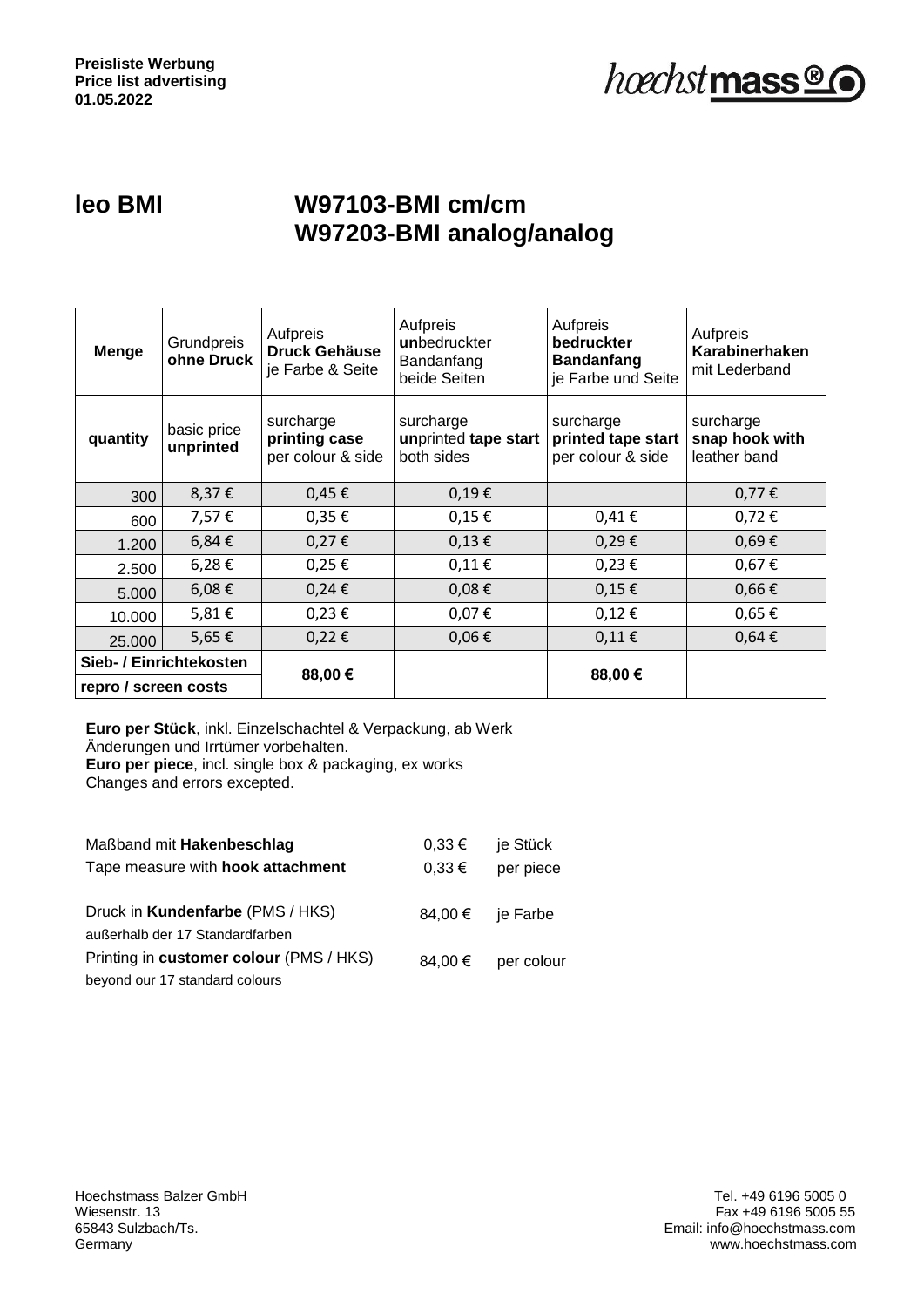**Preisliste Werbung**
**Price list advertising**
**01.05.2022**

hœchstmass®

## leo BMI

## W97103-BMI cm/cm
## W97203-BMI analog/analog

| **Menge** | Grundpreis **ohne Druck** | Aufpreis **Druck Gehäuse** je Farbe & Seite | Aufpreis **un**bedruckter Bandanfang beide Seiten | Aufpreis **bedruckter Bandanfang** je Farbe und Seite | Aufpreis **Karabinerhaken** mit Lederband |
|---|---|---|---|---|---|
| **quantity** | basic price **unprinted** | surcharge **printing case** per colour & side | surcharge **un**printed **tape start** both sides | surcharge **printed tape start** per colour & side | surcharge **snap hook with** leather band |
| 300 | 8,37 € | 0,45 € | 0,19 € | | 0,77 € |
| 600 | 7,57 € | 0,35 € | 0,15 € | 0,41 € | 0,72 € |
| 1.200 | 6,84 € | 0,27 € | 0,13 € | 0,29 € | 0,69 € |
| 2.500 | 6,28 € | 0,25 € | 0,11 € | 0,23 € | 0,67 € |
| 5.000 | 6,08 € | 0,24 € | 0,08 € | 0,15 € | 0,66 € |
| 10.000 | 5,81 € | 0,23 € | 0,07 € | 0,12 € | 0,65 € |
| 25.000 | 5,65 € | 0,22 € | 0,06 € | 0,11 € | 0,64 € |
| **Sieb- / Einrichtekosten** / **repro / screen costs** | | **88,00 €** | | **88,00 €** | |

**Euro per Stück**, inkl. Einzelschachtel & Verpackung, ab Werk
Änderungen und Irrtümer vorbehalten.
**Euro per piece**, incl. single box & packaging, ex works
Changes and errors excepted.

| | | |
|---|---|---|
| Maßband mit **Hakenbeschlag** | 0,33 € | je Stück |
| Tape measure with **hook attachment** | 0,33 € | per piece |
| Druck in **Kundenfarbe** (PMS / HKS) außerhalb der 17 Standardfarben | 84,00 € | je Farbe |
| Printing in **customer colour** (PMS / HKS) beyond our 17 standard colours | 84,00 € | per colour |

Hoechstmass Balzer GmbH
Wiesenstr. 13
65843 Sulzbach/Ts.
Germany

Tel. +49 6196 5005 0
Fax +49 6196 5005 55
Email: info@hoechstmass.com
www.hoechstmass.com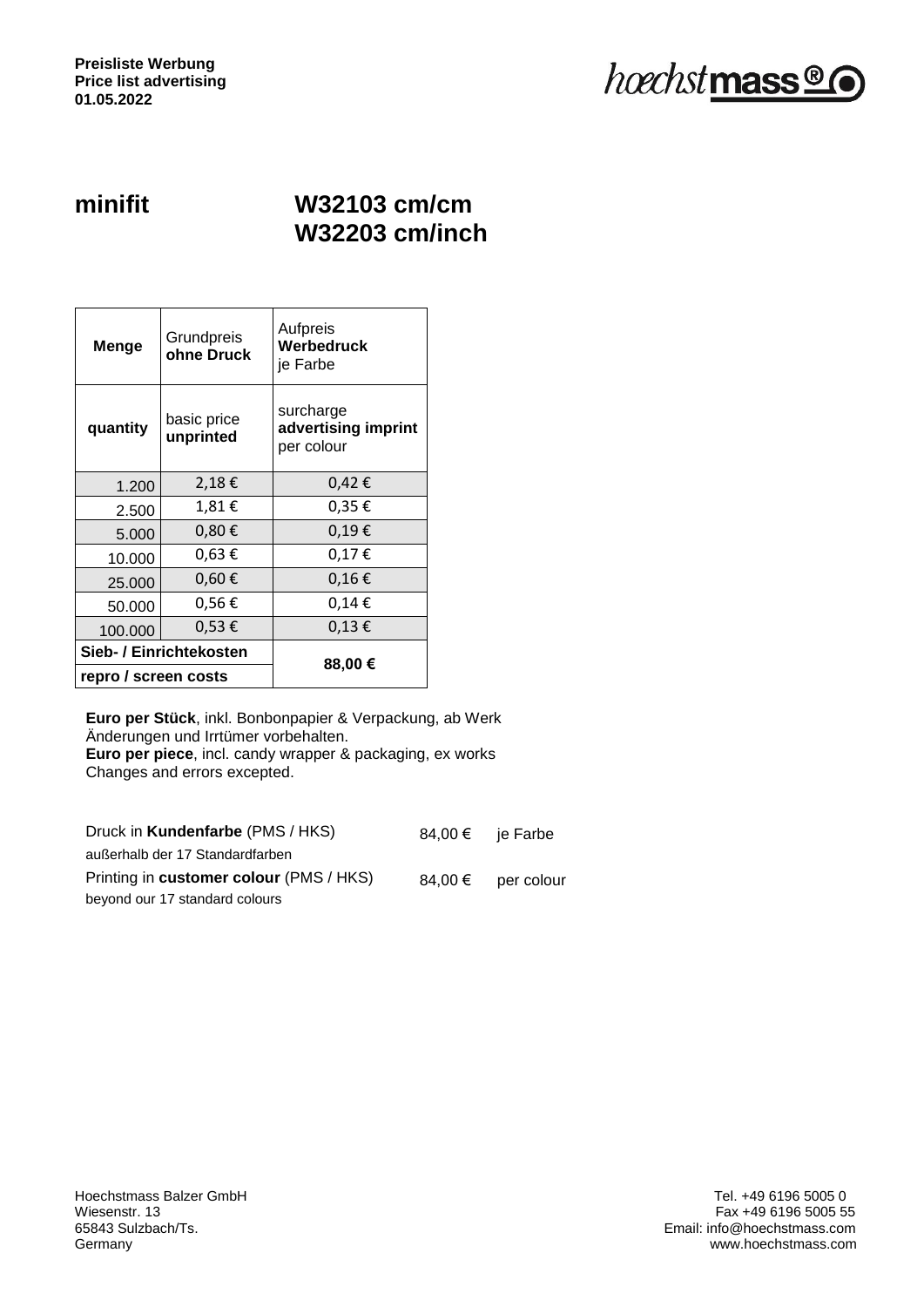**Preisliste Werbung**
**Price list advertising**
**01.05.2022**

## minifit

## W32103 cm/cm
## W32203 cm/inch

| **Menge** | Grundpreis **ohne Druck** | Aufpreis **Werbedruck** je Farbe |
|---|---|---|
| **quantity** | basic price **unprinted** | surcharge **advertising imprint** per colour |
| 1.200 | 2,18 € | 0,42 € |
| 2.500 | 1,81 € | 0,35 € |
| 5.000 | 0,80 € | 0,19 € |
| 10.000 | 0,63 € | 0,17 € |
| 25.000 | 0,60 € | 0,16 € |
| 50.000 | 0,56 € | 0,14 € |
| 100.000 | 0,53 € | 0,13 € |
| **Sieb- / Einrichtekosten** **repro / screen costs** | | **88,00 €** |

**Euro per Stück**, inkl. Bonbonpapier & Verpackung, ab Werk
Änderungen und Irrtümer vorbehalten.
**Euro per piece**, incl. candy wrapper & packaging, ex works
Changes and errors excepted.

| | | |
|---|---|---|
| Druck in **Kundenfarbe** (PMS / HKS) außerhalb der 17 Standardfarben | 84,00 € | je Farbe |
| Printing in **customer colour** (PMS / HKS) beyond our 17 standard colours | 84,00 € | per colour |

Hoechstmass Balzer GmbH
Wiesenstr. 13
65843 Sulzbach/Ts.
Germany

Tel. +49 6196 5005 0
Fax +49 6196 5005 55
Email: info@hoechstmass.com
www.hoechstmass.com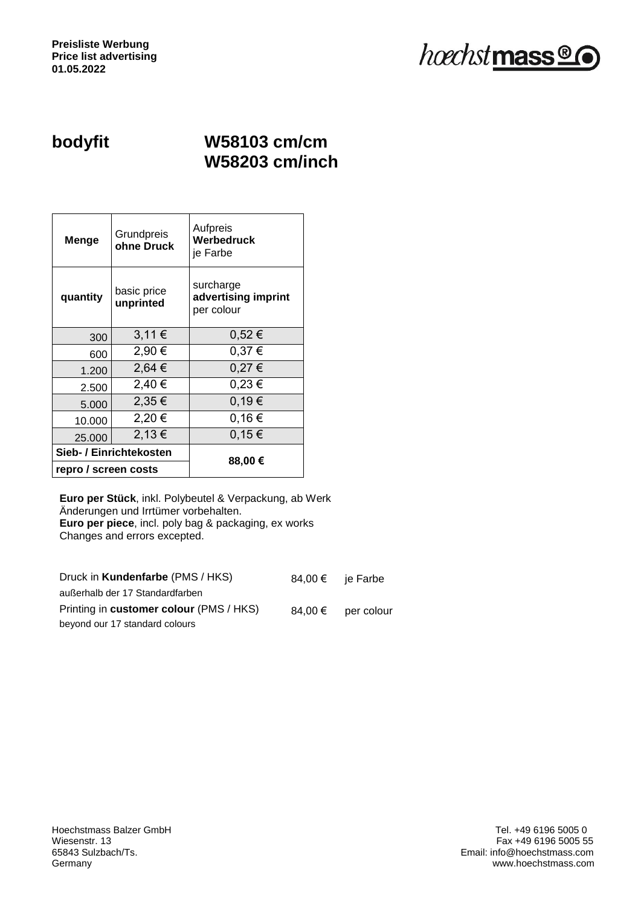**Preisliste Werbung**
**Price list advertising**
**01.05.2022**

hoechstmass®

# bodyfit W58103 cm/cm W58203 cm/inch

| **Menge** | Grundpreis **ohne Druck** | Aufpreis **Werbedruck** je Farbe |
|---|---|---|
| **quantity** | basic price **unprinted** | surcharge **advertising imprint** per colour |
| 300 | 3,11 € | 0,52 € |
| 600 | 2,90 € | 0,37 € |
| 1.200 | 2,64 € | 0,27 € |
| 2.500 | 2,40 € | 0,23 € |
| 5.000 | 2,35 € | 0,19 € |
| 10.000 | 2,20 € | 0,16 € |
| 25.000 | 2,13 € | 0,15 € |
| **Sieb- / Einrichtekosten repro / screen costs** | | **88,00 €** |

**Euro per Stück**, inkl. Polybeutel & Verpackung, ab Werk
Änderungen und Irrtümer vorbehalten.
**Euro per piece**, incl. poly bag & packaging, ex works
Changes and errors excepted.

Druck in **Kundenfarbe** (PMS / HKS) 84,00 € je Farbe
außerhalb der 17 Standardfarben
Printing in **customer colour** (PMS / HKS) 84,00 € per colour
beyond our 17 standard colours

Hoechstmass Balzer GmbH
Wiesenstr. 13
65843 Sulzbach/Ts.
Germany

Tel. +49 6196 5005 0
Fax +49 6196 5005 55
Email: info@hoechstmass.com
www.hoechstmass.com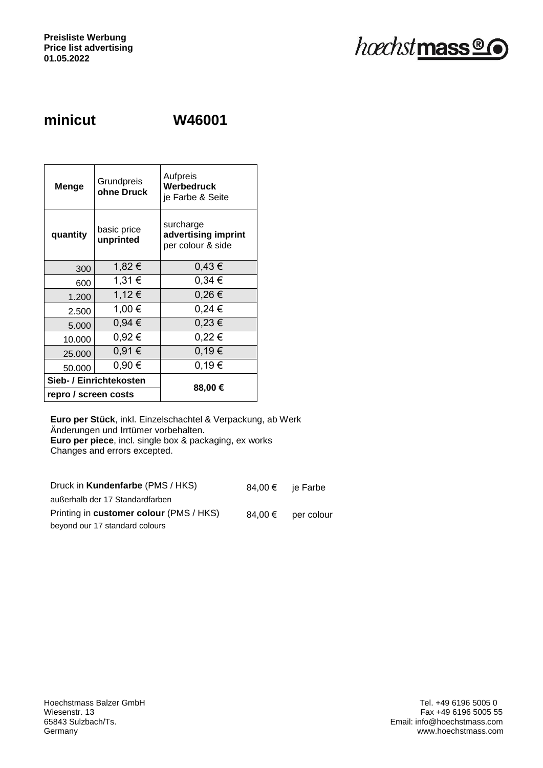**Preisliste Werbung**
**Price list advertising**
**01.05.2022**

# minicut W46001

| Menge | Grundpreis **ohne Druck** | Aufpreis **Werbedruck** je Farbe & Seite |
|---|---|---|
| **quantity** | basic price **unprinted** | surcharge **advertising imprint** per colour & side |
| 300 | 1,82 € | 0,43 € |
| 600 | 1,31 € | 0,34 € |
| 1.200 | 1,12 € | 0,26 € |
| 2.500 | 1,00 € | 0,24 € |
| 5.000 | 0,94 € | 0,23 € |
| 10.000 | 0,92 € | 0,22 € |
| 25.000 | 0,91 € | 0,19 € |
| 50.000 | 0,90 € | 0,19 € |
| **Sieb- / Einrichtekosten** **repro / screen costs** | | **88,00 €** |

**Euro per Stück**, inkl. Einzelschachtel & Verpackung, ab Werk
Änderungen und Irrtümer vorbehalten.
**Euro per piece**, incl. single box & packaging, ex works
Changes and errors excepted.

| | | |
|---|---|---|
| Druck in **Kundenfarbe** (PMS / HKS) außerhalb der 17 Standardfarben | 84,00 € | je Farbe |
| Printing in **customer colour** (PMS / HKS) beyond our 17 standard colours | 84,00 € | per colour |

Hoechstmass Balzer GmbH
Wiesenstr. 13
65843 Sulzbach/Ts.
Germany

Tel. +49 6196 5005 0
Fax +49 6196 5005 55
Email: info@hoechstmass.com
www.hoechstmass.com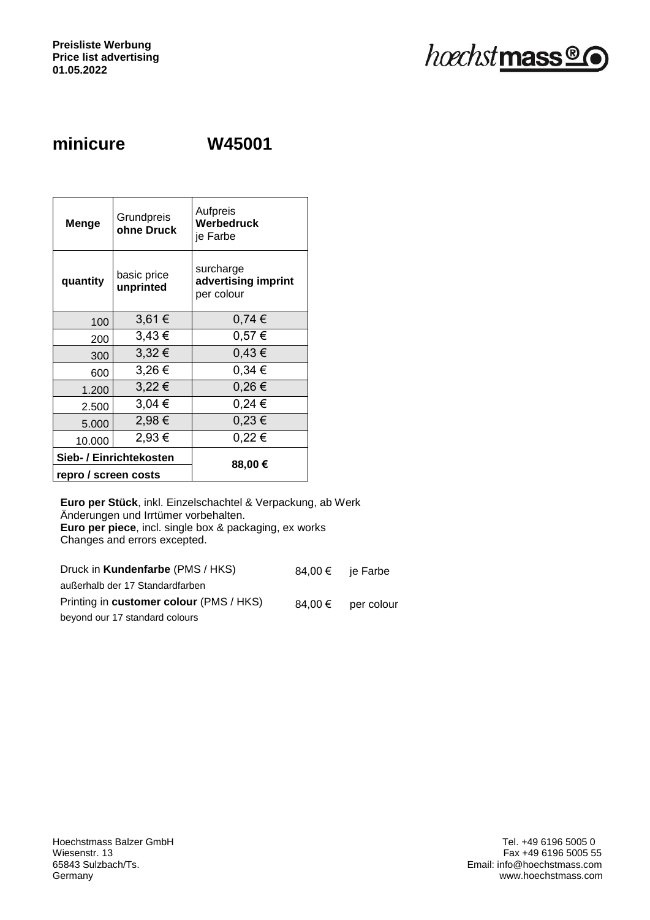**Preisliste Werbung**
**Price list advertising**
**01.05.2022**

hoechstmass®

## minicure W45001

| Menge<br>quantity | Grundpreis **ohne Druck**<br>basic price **unprinted** | Aufpreis **Werbedruck** je Farbe<br>surcharge **advertising imprint** per colour |
|---|---|---|
| 100 | 3,61 € | 0,74 € |
| 200 | 3,43 € | 0,57 € |
| 300 | 3,32 € | 0,43 € |
| 600 | 3,26 € | 0,34 € |
| 1.200 | 3,22 € | 0,26 € |
| 2.500 | 3,04 € | 0,24 € |
| 5.000 | 2,98 € | 0,23 € |
| 10.000 | 2,93 € | 0,22 € |
| **Sieb- / Einrichtekosten**<br>**repro / screen costs** | | **88,00 €** |

**Euro per Stück**, inkl. Einzelschachtel & Verpackung, ab Werk
Änderungen und Irrtümer vorbehalten.
**Euro per piece**, incl. single box & packaging, ex works
Changes and errors excepted.

| | | |
|---|---|---|
| Druck in **Kundenfarbe** (PMS / HKS)<br>außerhalb der 17 Standardfarben | 84,00 € | je Farbe |
| Printing in **customer colour** (PMS / HKS)<br>beyond our 17 standard colours | 84,00 € | per colour |

Hoechstmass Balzer GmbH
Wiesenstr. 13
65843 Sulzbach/Ts.
Germany

Tel. +49 6196 5005 0
Fax +49 6196 5005 55
Email: info@hoechstmass.com
www.hoechstmass.com